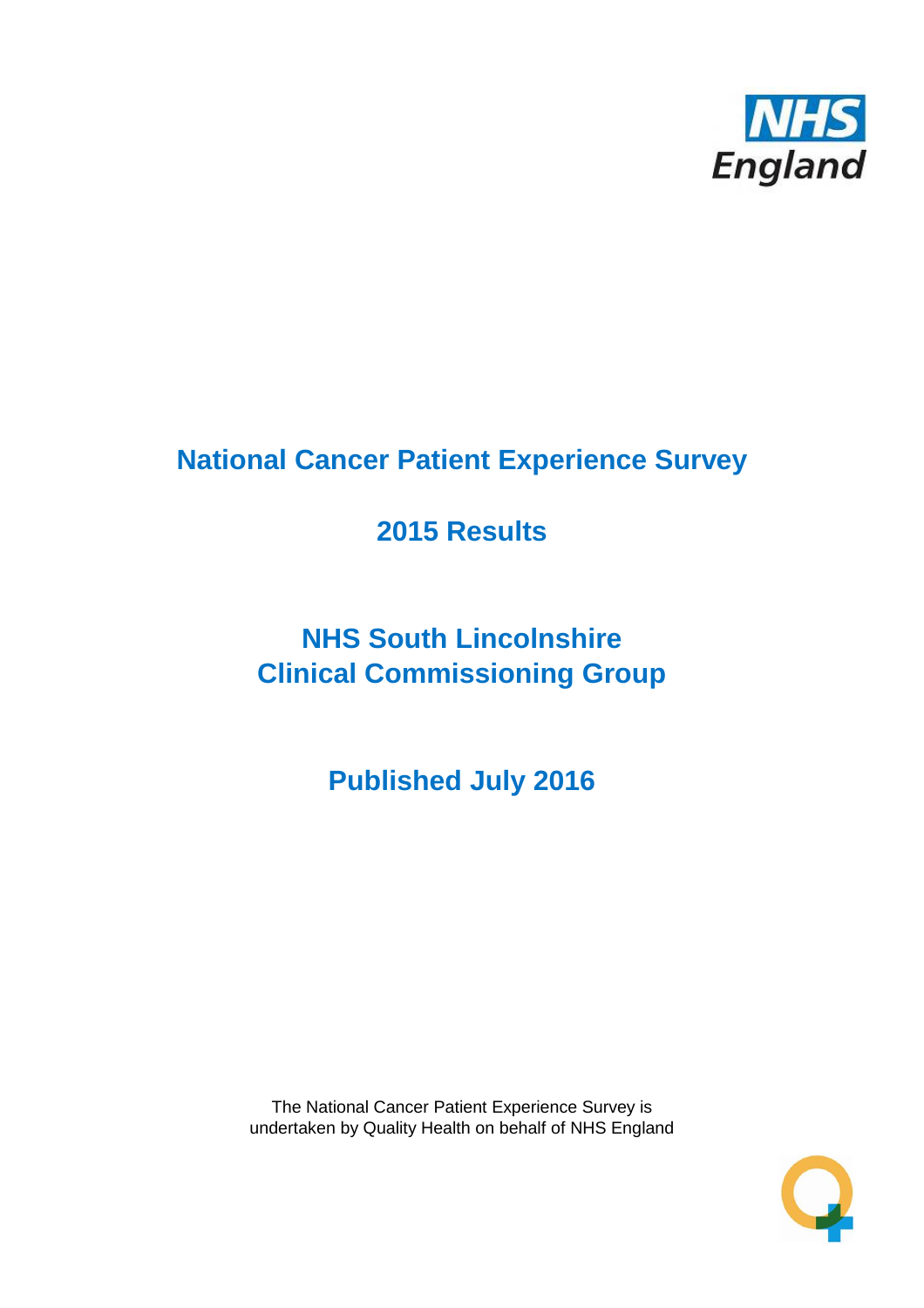# National Cancer Patient Experience Survey

## 2015 Results

## NHS South Lincolnshire Clinical Commissioning Group

## Published July 2016

The National Cancer Patient Experience Survey is undertaken by Quality Health on behalf of NHS England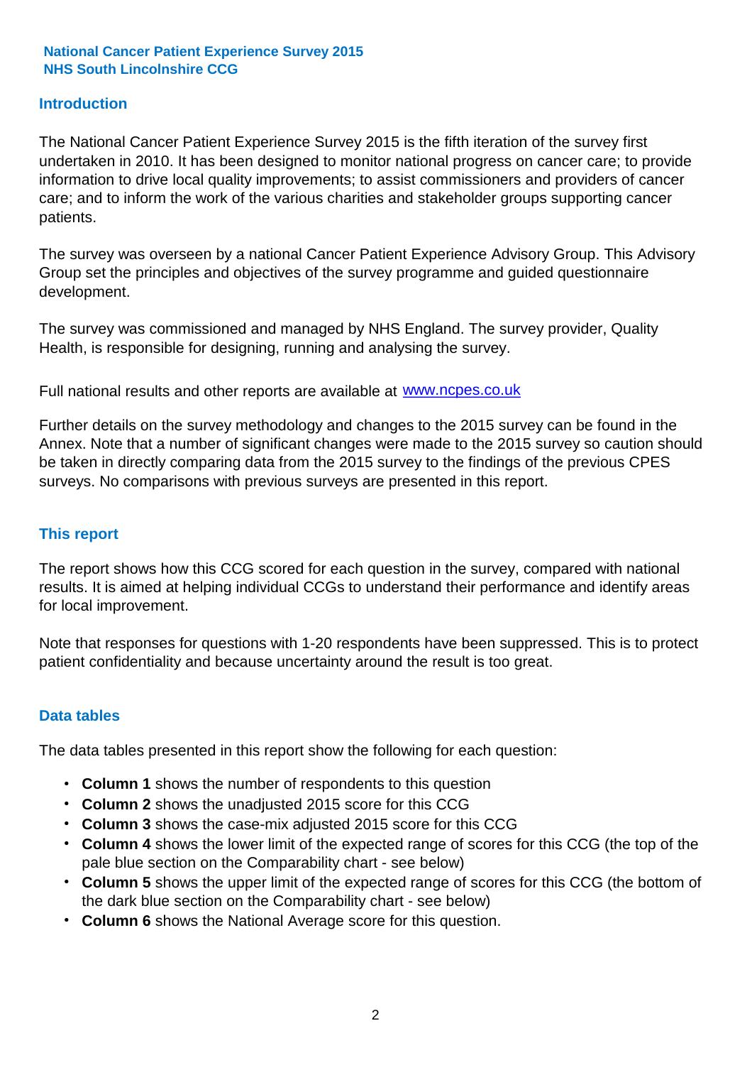**National Cancer Patient Experience Survey 2015**
**NHS South Lincolnshire CCG**

## Introduction

The National Cancer Patient Experience Survey 2015 is the fifth iteration of the survey first undertaken in 2010. It has been designed to monitor national progress on cancer care; to provide information to drive local quality improvements; to assist commissioners and providers of cancer care; and to inform the work of the various charities and stakeholder groups supporting cancer patients.

The survey was overseen by a national Cancer Patient Experience Advisory Group. This Advisory Group set the principles and objectives of the survey programme and guided questionnaire development.

The survey was commissioned and managed by NHS England. The survey provider, Quality Health, is responsible for designing, running and analysing the survey.

Full national results and other reports are available at [www.ncpes.co.uk](http://www.ncpes.co.uk)

Further details on the survey methodology and changes to the 2015 survey can be found in the Annex. Note that a number of significant changes were made to the 2015 survey so caution should be taken in directly comparing data from the 2015 survey to the findings of the previous CPES surveys. No comparisons with previous surveys are presented in this report.

## This report

The report shows how this CCG scored for each question in the survey, compared with national results. It is aimed at helping individual CCGs to understand their performance and identify areas for local improvement.

Note that responses for questions with 1-20 respondents have been suppressed. This is to protect patient confidentiality and because uncertainty around the result is too great.

## Data tables

The data tables presented in this report show the following for each question:

- **Column 1** shows the number of respondents to this question
- **Column 2** shows the unadjusted 2015 score for this CCG
- **Column 3** shows the case-mix adjusted 2015 score for this CCG
- **Column 4** shows the lower limit of the expected range of scores for this CCG (the top of the pale blue section on the Comparability chart - see below)
- **Column 5** shows the upper limit of the expected range of scores for this CCG (the bottom of the dark blue section on the Comparability chart - see below)
- **Column 6** shows the National Average score for this question.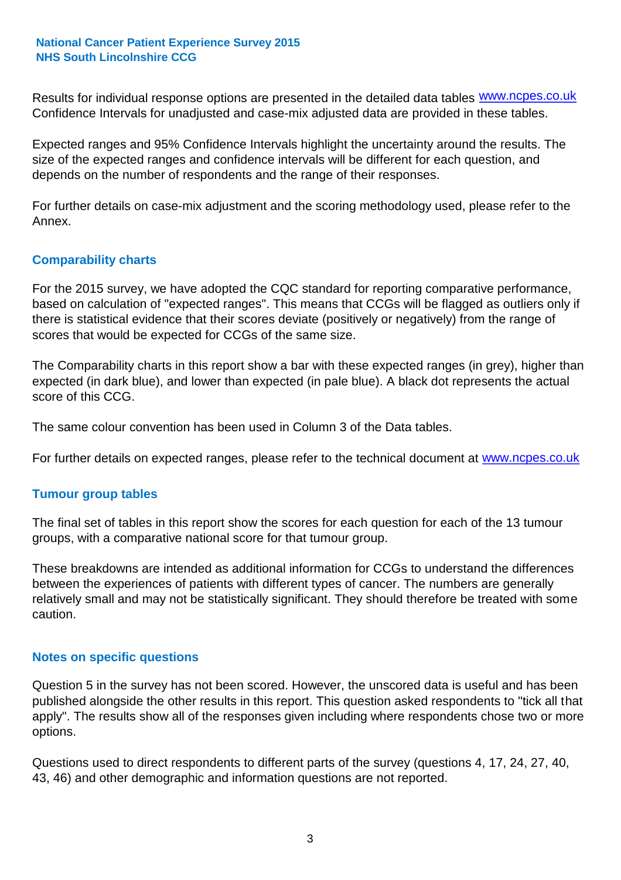Results for individual response options are presented in the detailed data tables www.ncpes.co.uk Confidence Intervals for unadjusted and case-mix adjusted data are provided in these tables.

Expected ranges and 95% Confidence Intervals highlight the uncertainty around the results. The size of the expected ranges and confidence intervals will be different for each question, and depends on the number of respondents and the range of their responses.

For further details on case-mix adjustment and the scoring methodology used, please refer to the Annex.

## Comparability charts

For the 2015 survey, we have adopted the CQC standard for reporting comparative performance, based on calculation of "expected ranges". This means that CCGs will be flagged as outliers only if there is statistical evidence that their scores deviate (positively or negatively) from the range of scores that would be expected for CCGs of the same size.

The Comparability charts in this report show a bar with these expected ranges (in grey), higher than expected (in dark blue), and lower than expected (in pale blue). A black dot represents the actual score of this CCG.

The same colour convention has been used in Column 3 of the Data tables.

For further details on expected ranges, please refer to the technical document at www.ncpes.co.uk

## Tumour group tables

The final set of tables in this report show the scores for each question for each of the 13 tumour groups, with a comparative national score for that tumour group.

These breakdowns are intended as additional information for CCGs to understand the differences between the experiences of patients with different types of cancer. The numbers are generally relatively small and may not be statistically significant. They should therefore be treated with some caution.

## Notes on specific questions

Question 5 in the survey has not been scored. However, the unscored data is useful and has been published alongside the other results in this report. This question asked respondents to "tick all that apply". The results show all of the responses given including where respondents chose two or more options.

Questions used to direct respondents to different parts of the survey (questions 4, 17, 24, 27, 40, 43, 46) and other demographic and information questions are not reported.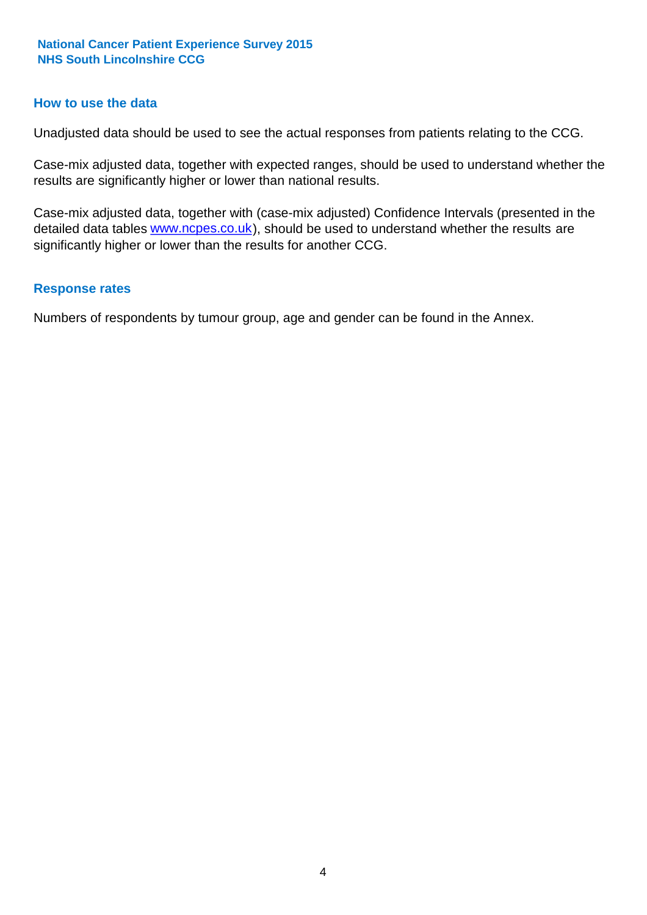## How to use the data

Unadjusted data should be used to see the actual responses from patients relating to the CCG.

Case-mix adjusted data, together with expected ranges, should be used to understand whether the results are significantly higher or lower than national results.

Case-mix adjusted data, together with (case-mix adjusted) Confidence Intervals (presented in the detailed data tables www.ncpes.co.uk), should be used to understand whether the results are significantly higher or lower than the results for another CCG.

## Response rates

Numbers of respondents by tumour group, age and gender can be found in the Annex.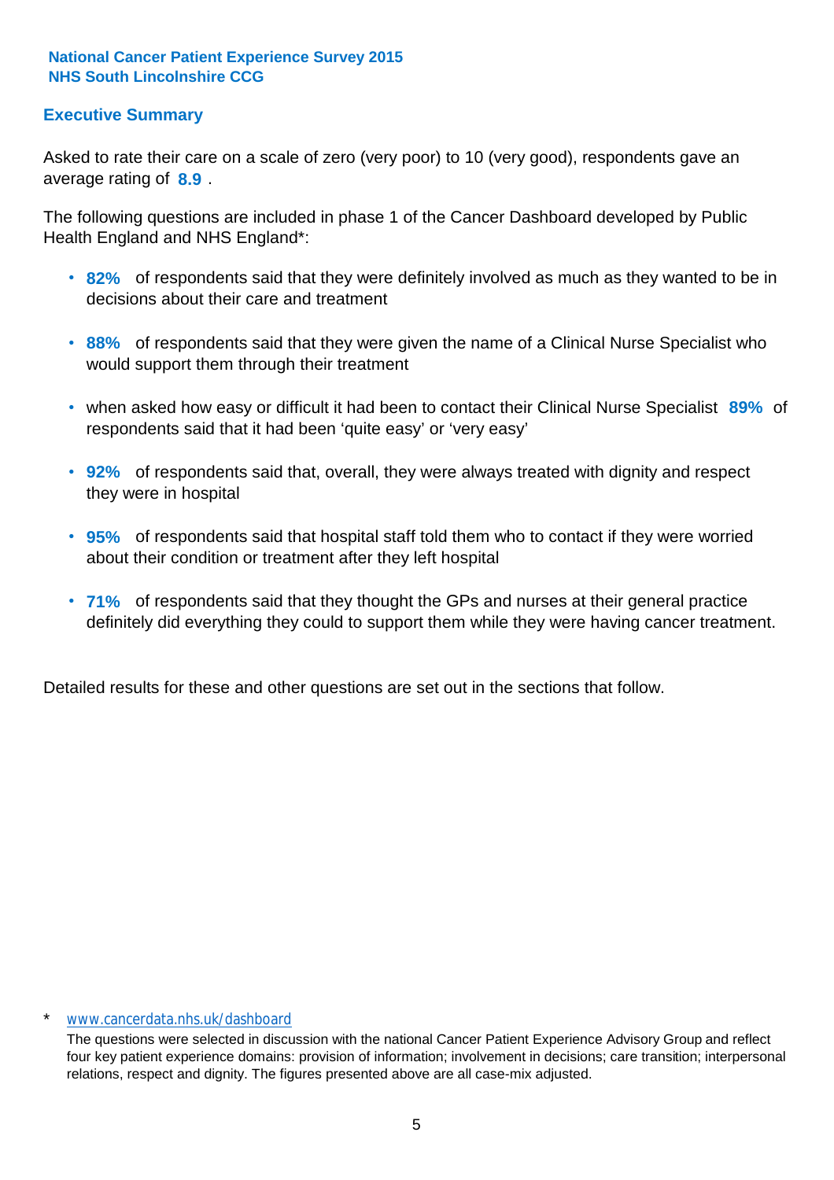**National Cancer Patient Experience Survey 2015**
**NHS South Lincolnshire CCG**

## Executive Summary

Asked to rate their care on a scale of zero (very poor) to 10 (very good), respondents gave an average rating of **8.9** .

The following questions are included in phase 1 of the Cancer Dashboard developed by Public Health England and NHS England*:

- **82%** of respondents said that they were definitely involved as much as they wanted to be in decisions about their care and treatment
- **88%** of respondents said that they were given the name of a Clinical Nurse Specialist who would support them through their treatment
- when asked how easy or difficult it had been to contact their Clinical Nurse Specialist **89%** of respondents said that it had been 'quite easy' or 'very easy'
- **92%** of respondents said that, overall, they were always treated with dignity and respect they were in hospital
- **95%** of respondents said that hospital staff told them who to contact if they were worried about their condition or treatment after they left hospital
- **71%** of respondents said that they thought the GPs and nurses at their general practice definitely did everything they could to support them while they were having cancer treatment.

Detailed results for these and other questions are set out in the sections that follow.

\* www.cancerdata.nhs.uk/dashboard

The questions were selected in discussion with the national Cancer Patient Experience Advisory Group and reflect four key patient experience domains: provision of information; involvement in decisions; care transition; interpersonal relations, respect and dignity. The figures presented above are all case-mix adjusted.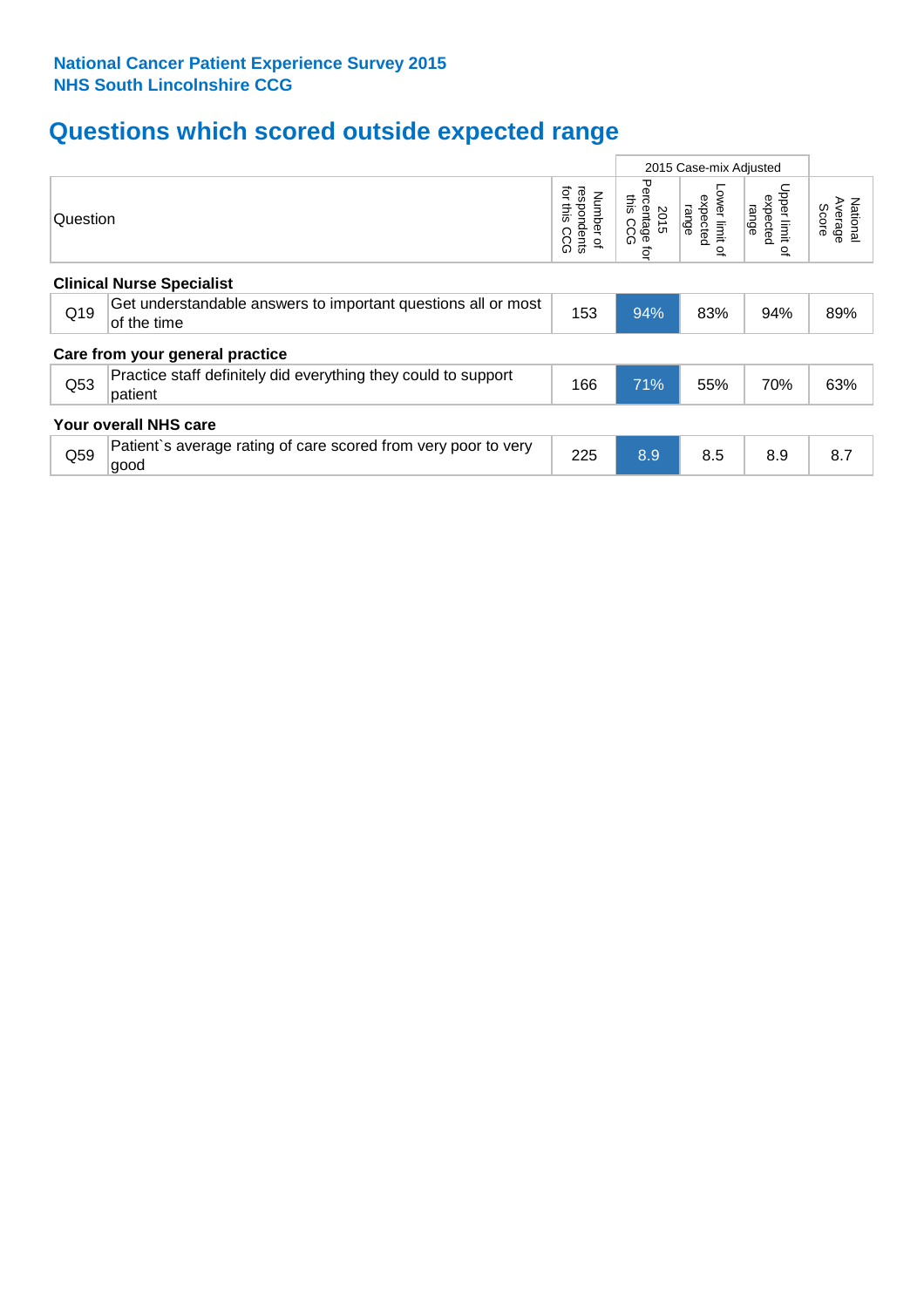**National Cancer Patient Experience Survey 2015**
**NHS South Lincolnshire CCG**

## Questions which scored outside expected range

| | Question | Number of respondents for this CCG | 2015 Case-mix Adjusted | | | National Average Score |
|---|---|---|---|---|---|---|
| | | | 2015 Percentage for this CCG | Lower limit of expected range | Upper limit of expected range | |
| **Clinical Nurse Specialist** | | | | | | |
| Q19 | Get understandable answers to important questions all or most of the time | 153 | 94% | 83% | 94% | 89% |
| **Care from your general practice** | | | | | | |
| Q53 | Practice staff definitely did everything they could to support patient | 166 | 71% | 55% | 70% | 63% |
| **Your overall NHS care** | | | | | | |
| Q59 | Patient`s average rating of care scored from very poor to very good | 225 | 8.9 | 8.5 | 8.9 | 8.7 |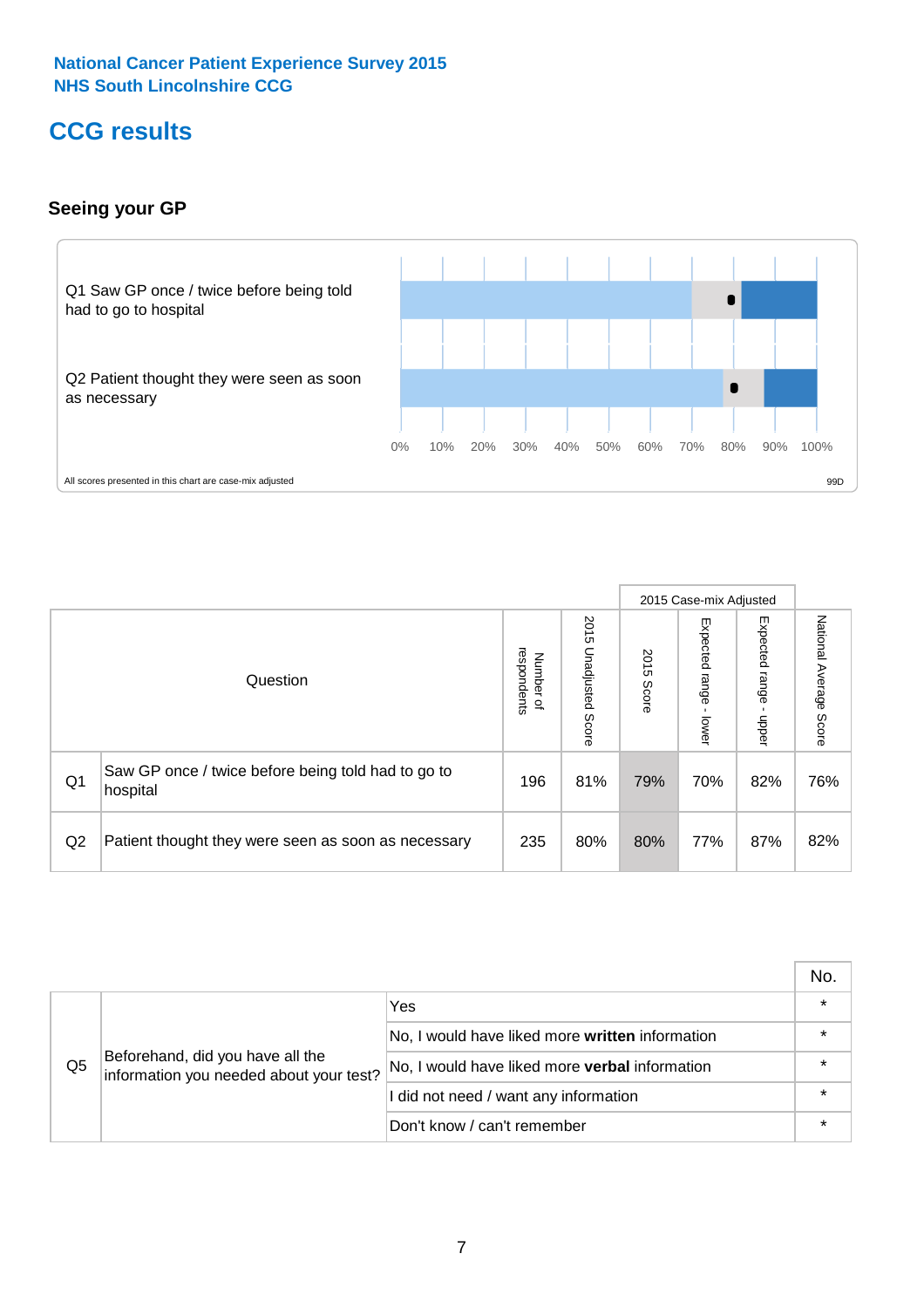National Cancer Patient Experience Survey 2015
NHS South Lincolnshire CCG

# CCG results

## Seeing your GP

Q1 Saw GP once / twice before being told had to go to hospital

Q2 Patient thought they were seen as soon as necessary

0% 10% 20% 30% 40% 50% 60% 70% 80% 90% 100%

All scores presented in this chart are case-mix adjusted

99D

| | Question | Number of respondents | 2015 Unadjusted Score | 2015 Case-mix Adjusted: 2015 Score | 2015 Case-mix Adjusted: Expected range - lower | 2015 Case-mix Adjusted: Expected range - upper | National Average Score |
|---|---|---|---|---|---|---|---|
| Q1 | Saw GP once / twice before being told had to go to hospital | 196 | 81% | 79% | 70% | 82% | 76% |
| Q2 | Patient thought they were seen as soon as necessary | 235 | 80% | 80% | 77% | 87% | 82% |

| | | | No. |
|---|---|---|---|
| Q5 | Beforehand, did you have all the information you needed about your test? | Yes | * |
| | | No, I would have liked more **written** information | * |
| | | No, I would have liked more **verbal** information | * |
| | | I did not need / want any information | * |
| | | Don't know / can't remember | * |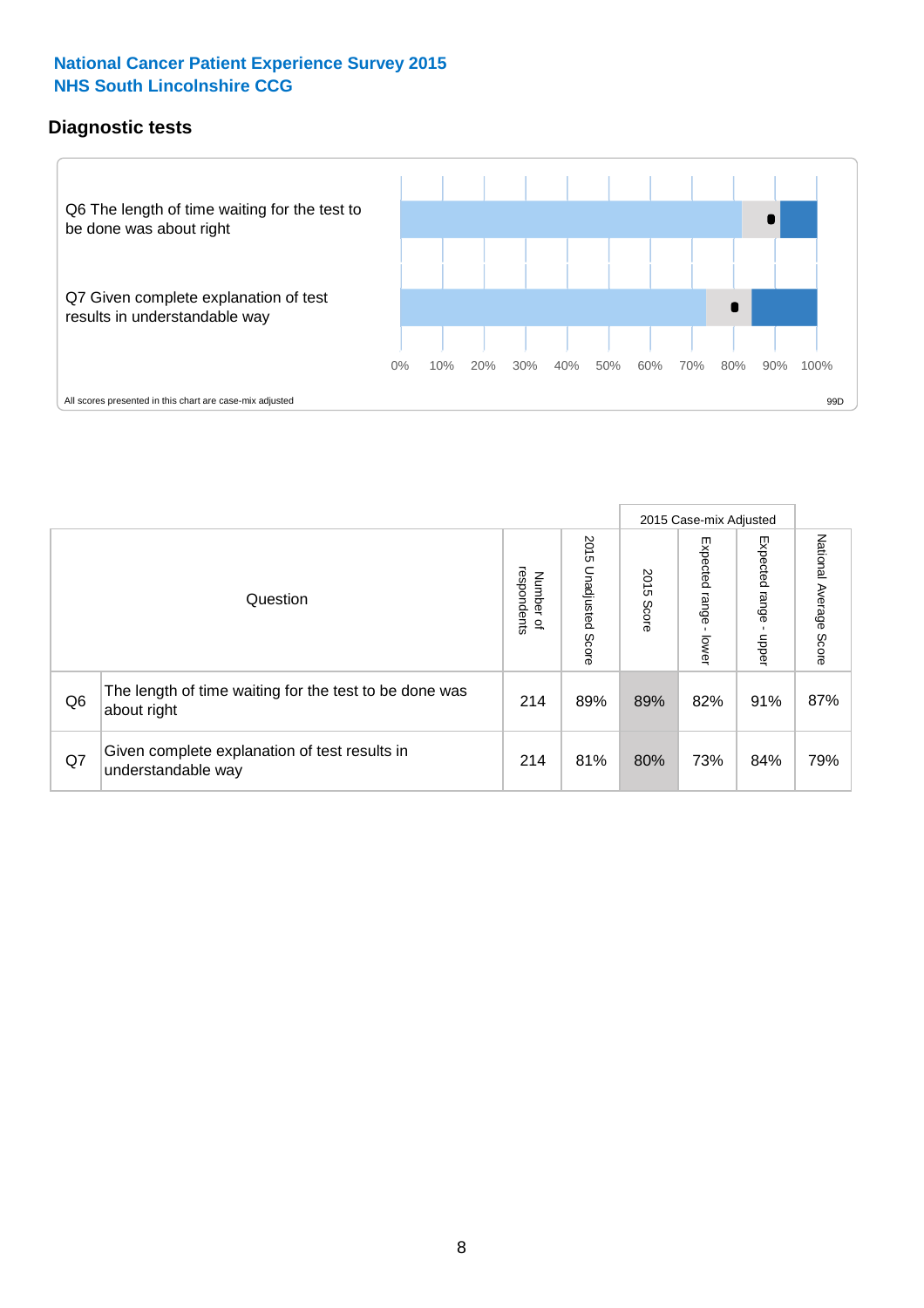National Cancer Patient Experience Survey 2015
NHS South Lincolnshire CCG

## Diagnostic tests

Q6 The length of time waiting for the test to be done was about right

Q7 Given complete explanation of test results in understandable way

0% 10% 20% 30% 40% 50% 60% 70% 80% 90% 100%

All scores presented in this chart are case-mix adjusted

99D

| | Question | Number of respondents | 2015 Unadjusted Score | 2015 Case-mix Adjusted: 2015 Score | 2015 Case-mix Adjusted: Expected range - lower | 2015 Case-mix Adjusted: Expected range - upper | National Average Score |
|---|---|---|---|---|---|---|---|
| Q6 | The length of time waiting for the test to be done was about right | 214 | 89% | 89% | 82% | 91% | 87% |
| Q7 | Given complete explanation of test results in understandable way | 214 | 81% | 80% | 73% | 84% | 79% |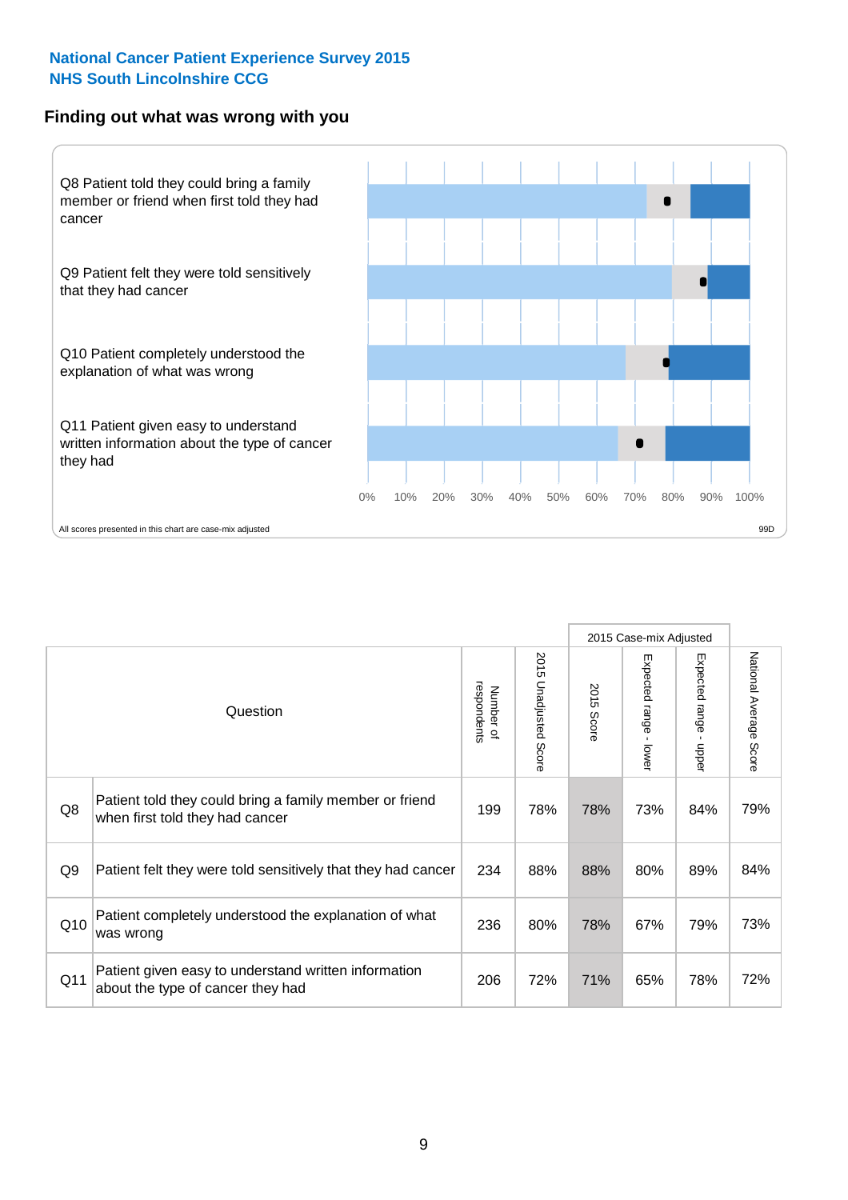National Cancer Patient Experience Survey 2015
NHS South Lincolnshire CCG

## Finding out what was wrong with you

Q8 Patient told they could bring a family member or friend when first told they had cancer

Q9 Patient felt they were told sensitively that they had cancer

Q10 Patient completely understood the explanation of what was wrong

Q11 Patient given easy to understand written information about the type of cancer they had

0% 10% 20% 30% 40% 50% 60% 70% 80% 90% 100%

All scores presented in this chart are case-mix adjusted

99D

| | Question | Number of respondents | 2015 Unadjusted Score | 2015 Case-mix Adjusted: 2015 Score | 2015 Case-mix Adjusted: Expected range - lower | 2015 Case-mix Adjusted: Expected range - upper | National Average Score |
|---|---|---|---|---|---|---|---|
| Q8 | Patient told they could bring a family member or friend when first told they had cancer | 199 | 78% | 78% | 73% | 84% | 79% |
| Q9 | Patient felt they were told sensitively that they had cancer | 234 | 88% | 88% | 80% | 89% | 84% |
| Q10 | Patient completely understood the explanation of what was wrong | 236 | 80% | 78% | 67% | 79% | 73% |
| Q11 | Patient given easy to understand written information about the type of cancer they had | 206 | 72% | 71% | 65% | 78% | 72% |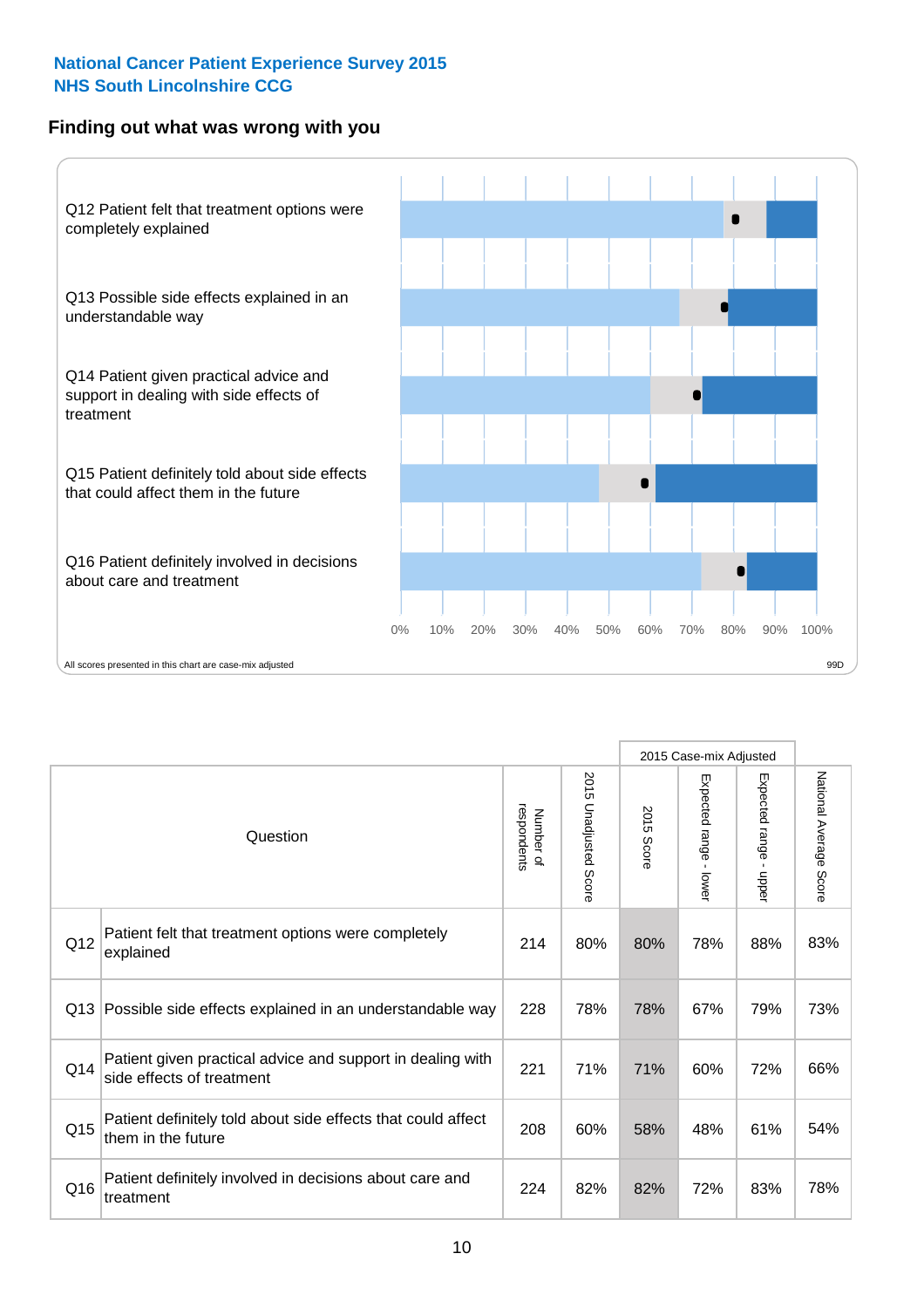National Cancer Patient Experience Survey 2015
NHS South Lincolnshire CCG

## Finding out what was wrong with you

Q12 Patient felt that treatment options were completely explained

Q13 Possible side effects explained in an understandable way

Q14 Patient given practical advice and support in dealing with side effects of treatment

Q15 Patient definitely told about side effects that could affect them in the future

Q16 Patient definitely involved in decisions about care and treatment

0% 10% 20% 30% 40% 50% 60% 70% 80% 90% 100%

All scores presented in this chart are case-mix adjusted

99D

| | Question | Number of respondents | 2015 Unadjusted Score | 2015 Case-mix Adjusted: 2015 Score | 2015 Case-mix Adjusted: Expected range - lower | 2015 Case-mix Adjusted: Expected range - upper | National Average Score |
|---|---|---|---|---|---|---|---|
| Q12 | Patient felt that treatment options were completely explained | 214 | 80% | 80% | 78% | 88% | 83% |
| Q13 | Possible side effects explained in an understandable way | 228 | 78% | 78% | 67% | 79% | 73% |
| Q14 | Patient given practical advice and support in dealing with side effects of treatment | 221 | 71% | 71% | 60% | 72% | 66% |
| Q15 | Patient definitely told about side effects that could affect them in the future | 208 | 60% | 58% | 48% | 61% | 54% |
| Q16 | Patient definitely involved in decisions about care and treatment | 224 | 82% | 82% | 72% | 83% | 78% |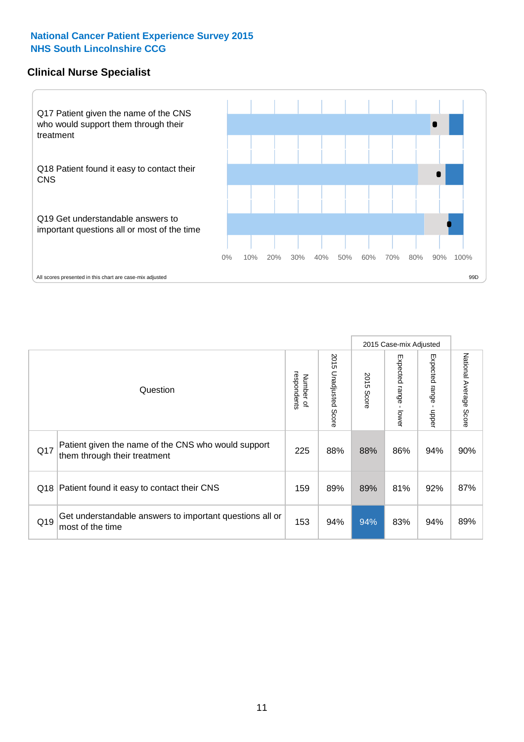**National Cancer Patient Experience Survey 2015**
**NHS South Lincolnshire CCG**

## Clinical Nurse Specialist

Q17 Patient given the name of the CNS who would support them through their treatment

Q18 Patient found it easy to contact their CNS

Q19 Get understandable answers to important questions all or most of the time

0% 10% 20% 30% 40% 50% 60% 70% 80% 90% 100%

All scores presented in this chart are case-mix adjusted

99D

| | Question | Number of respondents | 2015 Unadjusted Score | 2015 Case-mix Adjusted: 2015 Score | 2015 Case-mix Adjusted: Expected range - lower | 2015 Case-mix Adjusted: Expected range - upper | National Average Score |
|---|---|---|---|---|---|---|---|
| Q17 | Patient given the name of the CNS who would support them through their treatment | 225 | 88% | 88% | 86% | 94% | 90% |
| Q18 | Patient found it easy to contact their CNS | 159 | 89% | 89% | 81% | 92% | 87% |
| Q19 | Get understandable answers to important questions all or most of the time | 153 | 94% | 94% | 83% | 94% | 89% |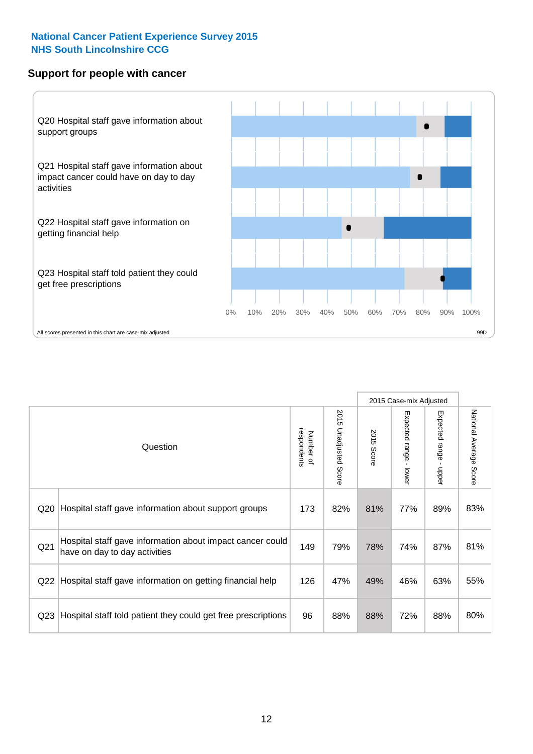## National Cancer Patient Experience Survey 2015
## NHS South Lincolnshire CCG

### Support for people with cancer

Q20 Hospital staff gave information about support groups

Q21 Hospital staff gave information about impact cancer could have on day to day activities

Q22 Hospital staff gave information on getting financial help

Q23 Hospital staff told patient they could get free prescriptions

0% 10% 20% 30% 40% 50% 60% 70% 80% 90% 100%

All scores presented in this chart are case-mix adjusted

99D

| | Question | Number of respondents | 2015 Unadjusted Score | 2015 Case-mix Adjusted | | | National Average Score |
|---|---|---|---|---|---|---|---|
| | | | | 2015 Score | Expected range - lower | Expected range - upper | |
| Q20 | Hospital staff gave information about support groups | 173 | 82% | 81% | 77% | 89% | 83% |
| Q21 | Hospital staff gave information about impact cancer could have on day to day activities | 149 | 79% | 78% | 74% | 87% | 81% |
| Q22 | Hospital staff gave information on getting financial help | 126 | 47% | 49% | 46% | 63% | 55% |
| Q23 | Hospital staff told patient they could get free prescriptions | 96 | 88% | 88% | 72% | 88% | 80% |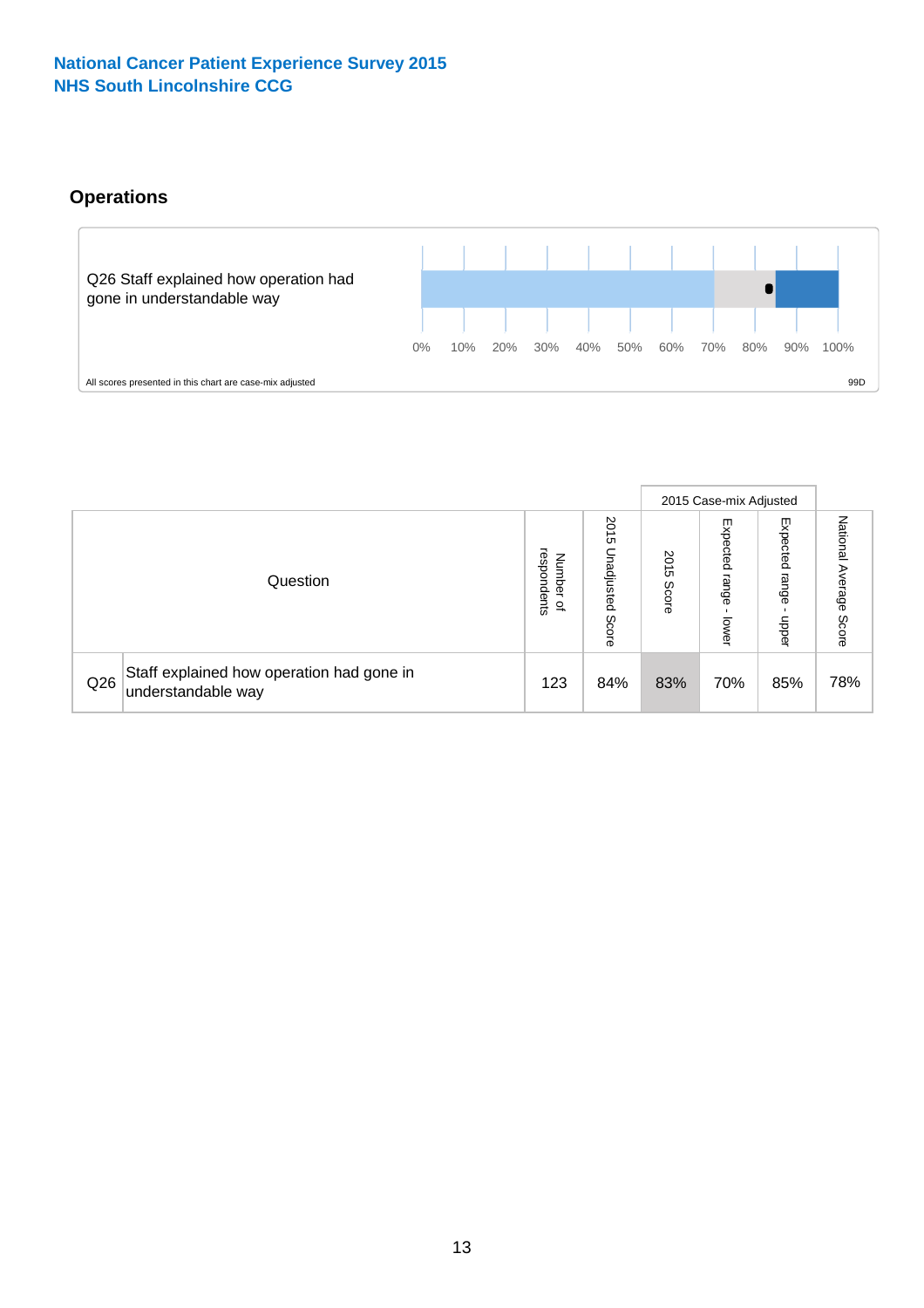National Cancer Patient Experience Survey 2015
NHS South Lincolnshire CCG

## Operations

Q26 Staff explained how operation had gone in understandable way

0% 10% 20% 30% 40% 50% 60% 70% 80% 90% 100%

All scores presented in this chart are case-mix adjusted

99D

| | Question | Number of respondents | 2015 Unadjusted Score | 2015 Case-mix Adjusted | | | National Average Score |
|---|---|---|---|---|---|---|---|
| | | | | 2015 Score | Expected range - lower | Expected range - upper | |
| Q26 | Staff explained how operation had gone in understandable way | 123 | 84% | 83% | 70% | 85% | 78% |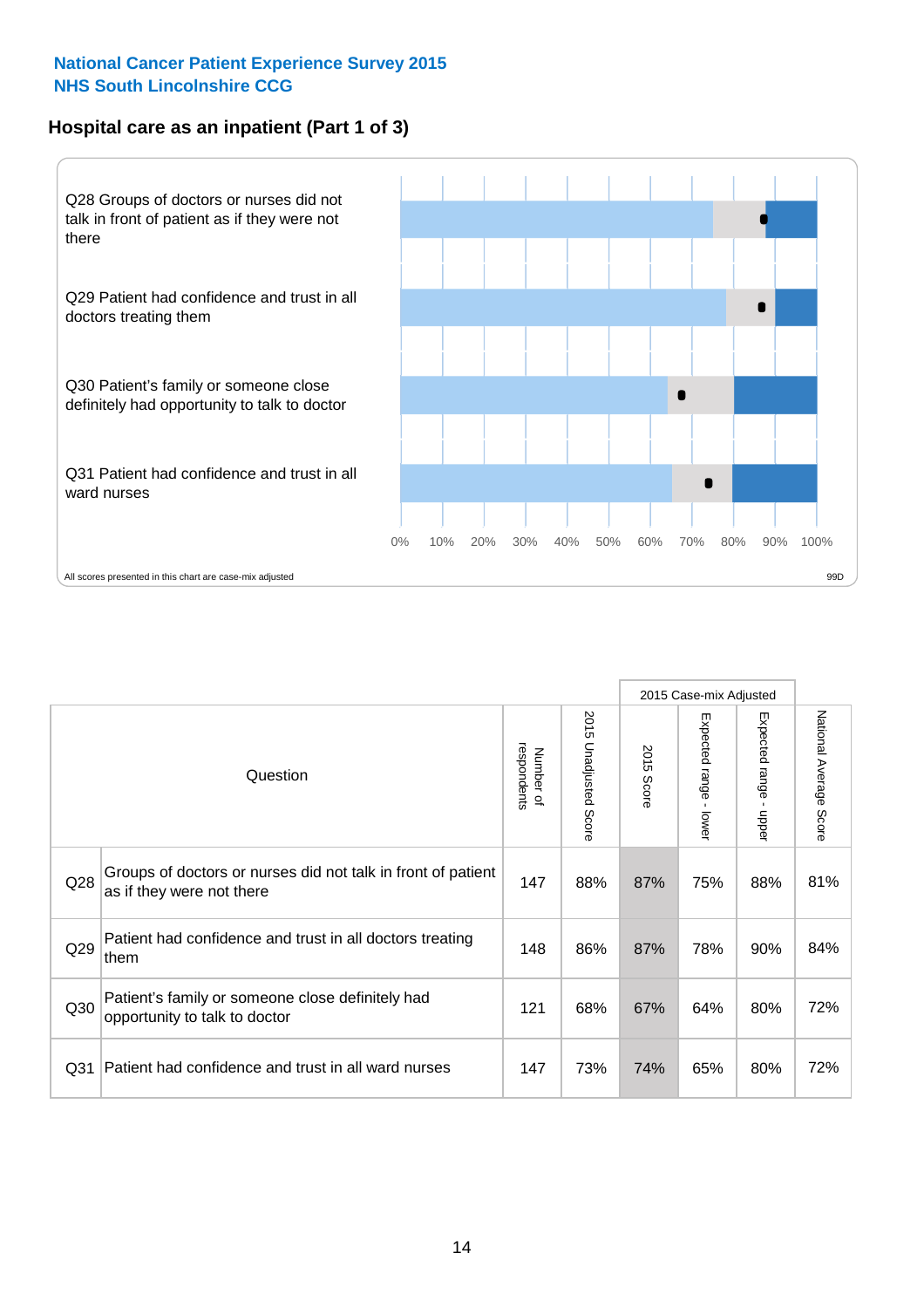National Cancer Patient Experience Survey 2015
NHS South Lincolnshire CCG

## Hospital care as an inpatient (Part 1 of 3)

Q28 Groups of doctors or nurses did not talk in front of patient as if they were not there

Q29 Patient had confidence and trust in all doctors treating them

Q30 Patient's family or someone close definitely had opportunity to talk to doctor

Q31 Patient had confidence and trust in all ward nurses

0% 10% 20% 30% 40% 50% 60% 70% 80% 90% 100%

All scores presented in this chart are case-mix adjusted

99D

| | Question | Number of respondents | 2015 Unadjusted Score | 2015 Case-mix Adjusted: 2015 Score | 2015 Case-mix Adjusted: Expected range - lower | 2015 Case-mix Adjusted: Expected range - upper | National Average Score |
|---|---|---|---|---|---|---|---|
| Q28 | Groups of doctors or nurses did not talk in front of patient as if they were not there | 147 | 88% | 87% | 75% | 88% | 81% |
| Q29 | Patient had confidence and trust in all doctors treating them | 148 | 86% | 87% | 78% | 90% | 84% |
| Q30 | Patient's family or someone close definitely had opportunity to talk to doctor | 121 | 68% | 67% | 64% | 80% | 72% |
| Q31 | Patient had confidence and trust in all ward nurses | 147 | 73% | 74% | 65% | 80% | 72% |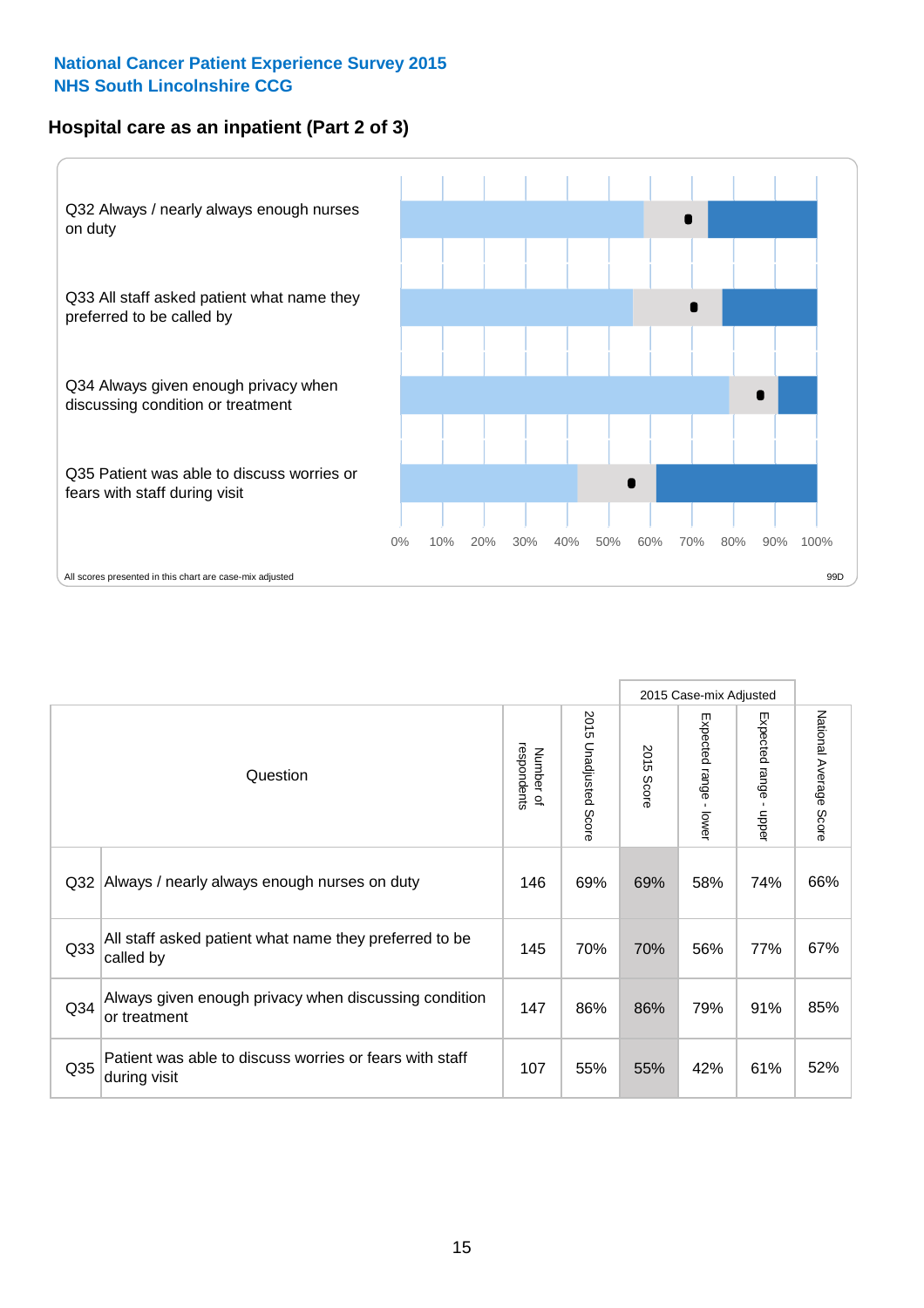National Cancer Patient Experience Survey 2015
NHS South Lincolnshire CCG

## Hospital care as an inpatient (Part 2 of 3)

Q32 Always / nearly always enough nurses on duty

Q33 All staff asked patient what name they preferred to be called by

Q34 Always given enough privacy when discussing condition or treatment

Q35 Patient was able to discuss worries or fears with staff during visit

0% 10% 20% 30% 40% 50% 60% 70% 80% 90% 100%

All scores presented in this chart are case-mix adjusted

99D

| Question | | Number of respondents | 2015 Unadjusted Score | 2015 Case-mix Adjusted: 2015 Score | 2015 Case-mix Adjusted: Expected range - lower | 2015 Case-mix Adjusted: Expected range - upper | National Average Score |
|---|---|---|---|---|---|---|---|
| Q32 | Always / nearly always enough nurses on duty | 146 | 69% | 69% | 58% | 74% | 66% |
| Q33 | All staff asked patient what name they preferred to be called by | 145 | 70% | 70% | 56% | 77% | 67% |
| Q34 | Always given enough privacy when discussing condition or treatment | 147 | 86% | 86% | 79% | 91% | 85% |
| Q35 | Patient was able to discuss worries or fears with staff during visit | 107 | 55% | 55% | 42% | 61% | 52% |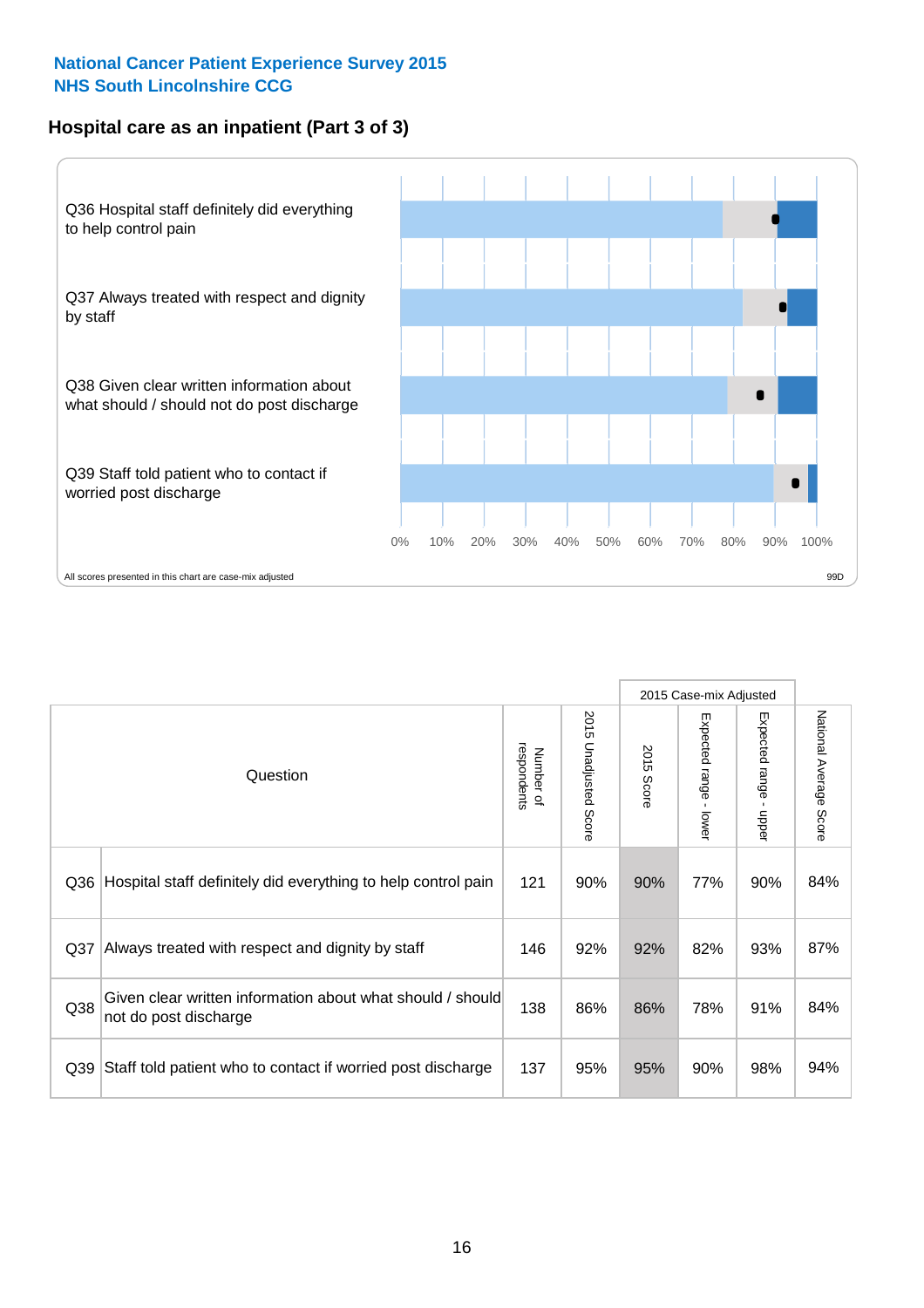**National Cancer Patient Experience Survey 2015**
**NHS South Lincolnshire CCG**

## Hospital care as an inpatient (Part 3 of 3)

Q36 Hospital staff definitely did everything to help control pain

Q37 Always treated with respect and dignity by staff

Q38 Given clear written information about what should / should not do post discharge

Q39 Staff told patient who to contact if worried post discharge

0% 10% 20% 30% 40% 50% 60% 70% 80% 90% 100%

All scores presented in this chart are case-mix adjusted

99D

| Question | | Number of respondents | 2015 Unadjusted Score | 2015 Case-mix Adjusted: 2015 Score | 2015 Case-mix Adjusted: Expected range - lower | 2015 Case-mix Adjusted: Expected range - upper | National Average Score |
|---|---|---|---|---|---|---|---|
| Q36 | Hospital staff definitely did everything to help control pain | 121 | 90% | 90% | 77% | 90% | 84% |
| Q37 | Always treated with respect and dignity by staff | 146 | 92% | 92% | 82% | 93% | 87% |
| Q38 | Given clear written information about what should / should not do post discharge | 138 | 86% | 86% | 78% | 91% | 84% |
| Q39 | Staff told patient who to contact if worried post discharge | 137 | 95% | 95% | 90% | 98% | 94% |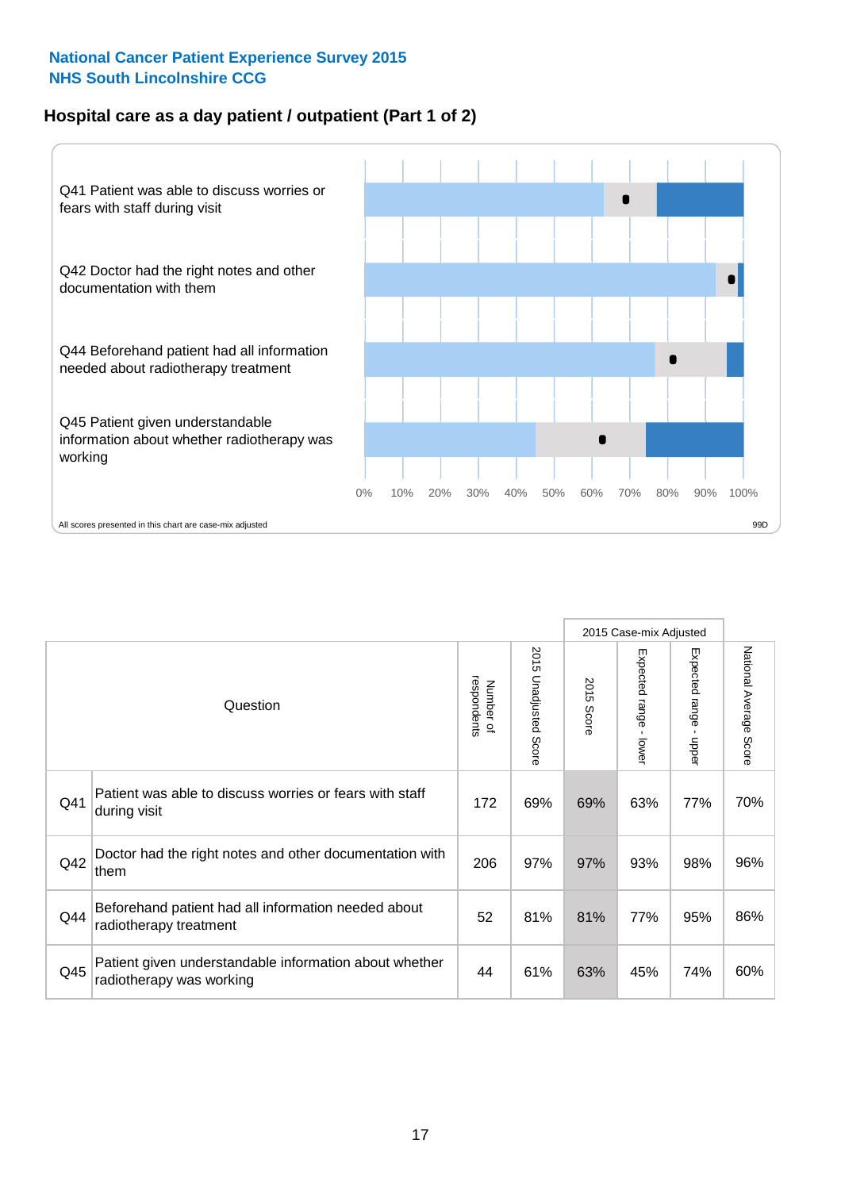**National Cancer Patient Experience Survey 2015**
**NHS South Lincolnshire CCG**

## Hospital care as a day patient / outpatient (Part 1 of 2)

Q41 Patient was able to discuss worries or fears with staff during visit

Q42 Doctor had the right notes and other documentation with them

Q44 Beforehand patient had all information needed about radiotherapy treatment

Q45 Patient given understandable information about whether radiotherapy was working

0% 10% 20% 30% 40% 50% 60% 70% 80% 90% 100%

All scores presented in this chart are case-mix adjusted

99D

| Question | | Number of respondents | 2015 Unadjusted Score | 2015 Case-mix Adjusted | | | National Average Score |
|---|---|---|---|---|---|---|---|
| | | | | 2015 Score | Expected range - lower | Expected range - upper | |
| Q41 | Patient was able to discuss worries or fears with staff during visit | 172 | 69% | 69% | 63% | 77% | 70% |
| Q42 | Doctor had the right notes and other documentation with them | 206 | 97% | 97% | 93% | 98% | 96% |
| Q44 | Beforehand patient had all information needed about radiotherapy treatment | 52 | 81% | 81% | 77% | 95% | 86% |
| Q45 | Patient given understandable information about whether radiotherapy was working | 44 | 61% | 63% | 45% | 74% | 60% |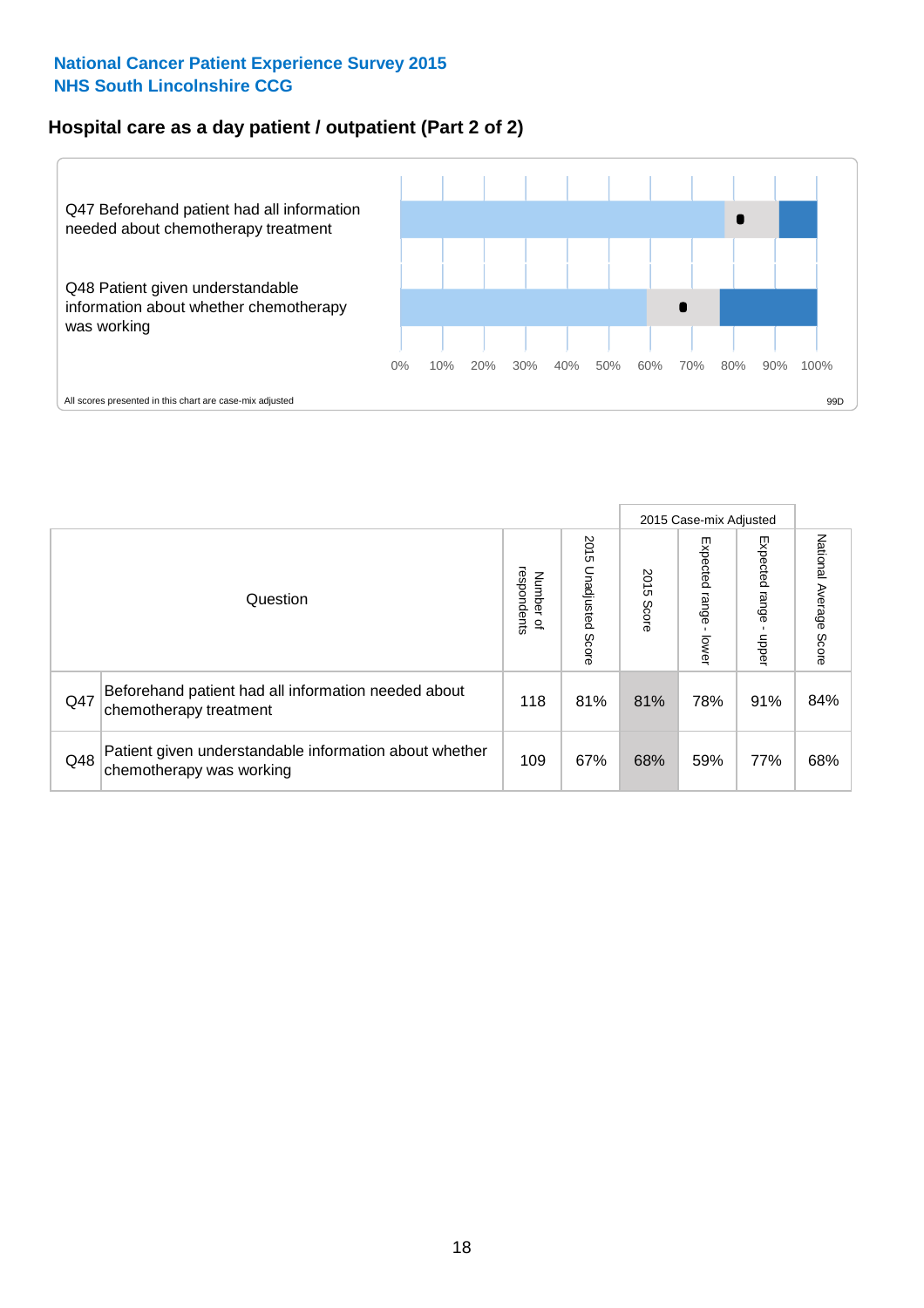National Cancer Patient Experience Survey 2015
NHS South Lincolnshire CCG

## Hospital care as a day patient / outpatient (Part 2 of 2)

Q47 Beforehand patient had all information needed about chemotherapy treatment

Q48 Patient given understandable information about whether chemotherapy was working

0% 10% 20% 30% 40% 50% 60% 70% 80% 90% 100%

All scores presented in this chart are case-mix adjusted

99D

| | Question | Number of respondents | 2015 Unadjusted Score | 2015 Case-mix Adjusted: 2015 Score | 2015 Case-mix Adjusted: Expected range - lower | 2015 Case-mix Adjusted: Expected range - upper | National Average Score |
|---|---|---|---|---|---|---|---|
| Q47 | Beforehand patient had all information needed about chemotherapy treatment | 118 | 81% | 81% | 78% | 91% | 84% |
| Q48 | Patient given understandable information about whether chemotherapy was working | 109 | 67% | 68% | 59% | 77% | 68% |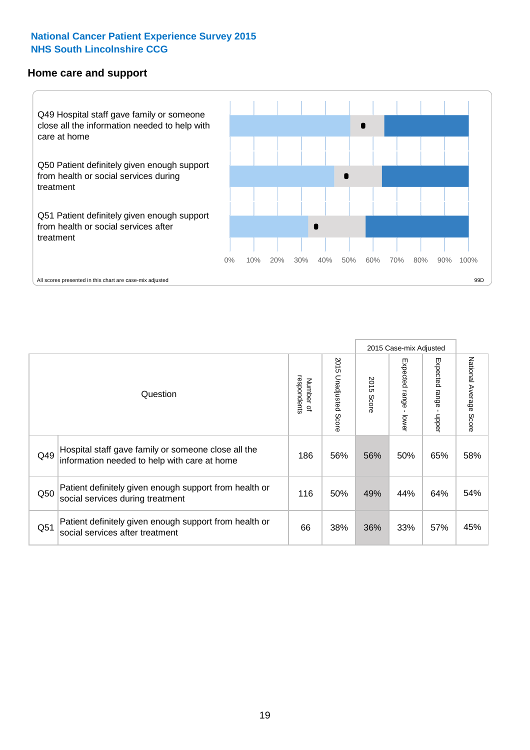National Cancer Patient Experience Survey 2015
NHS South Lincolnshire CCG

## Home care and support

Q49 Hospital staff gave family or someone close all the information needed to help with care at home

Q50 Patient definitely given enough support from health or social services during treatment

Q51 Patient definitely given enough support from health or social services after treatment

0% 10% 20% 30% 40% 50% 60% 70% 80% 90% 100%

All scores presented in this chart are case-mix adjusted

99D

| | Question | Number of respondents | 2015 Unadjusted Score | 2015 Case-mix Adjusted | | | National Average Score |
|---|---|---|---|---|---|---|---|
| | | | | 2015 Score | Expected range - lower | Expected range - upper | |
| Q49 | Hospital staff gave family or someone close all the information needed to help with care at home | 186 | 56% | 56% | 50% | 65% | 58% |
| Q50 | Patient definitely given enough support from health or social services during treatment | 116 | 50% | 49% | 44% | 64% | 54% |
| Q51 | Patient definitely given enough support from health or social services after treatment | 66 | 38% | 36% | 33% | 57% | 45% |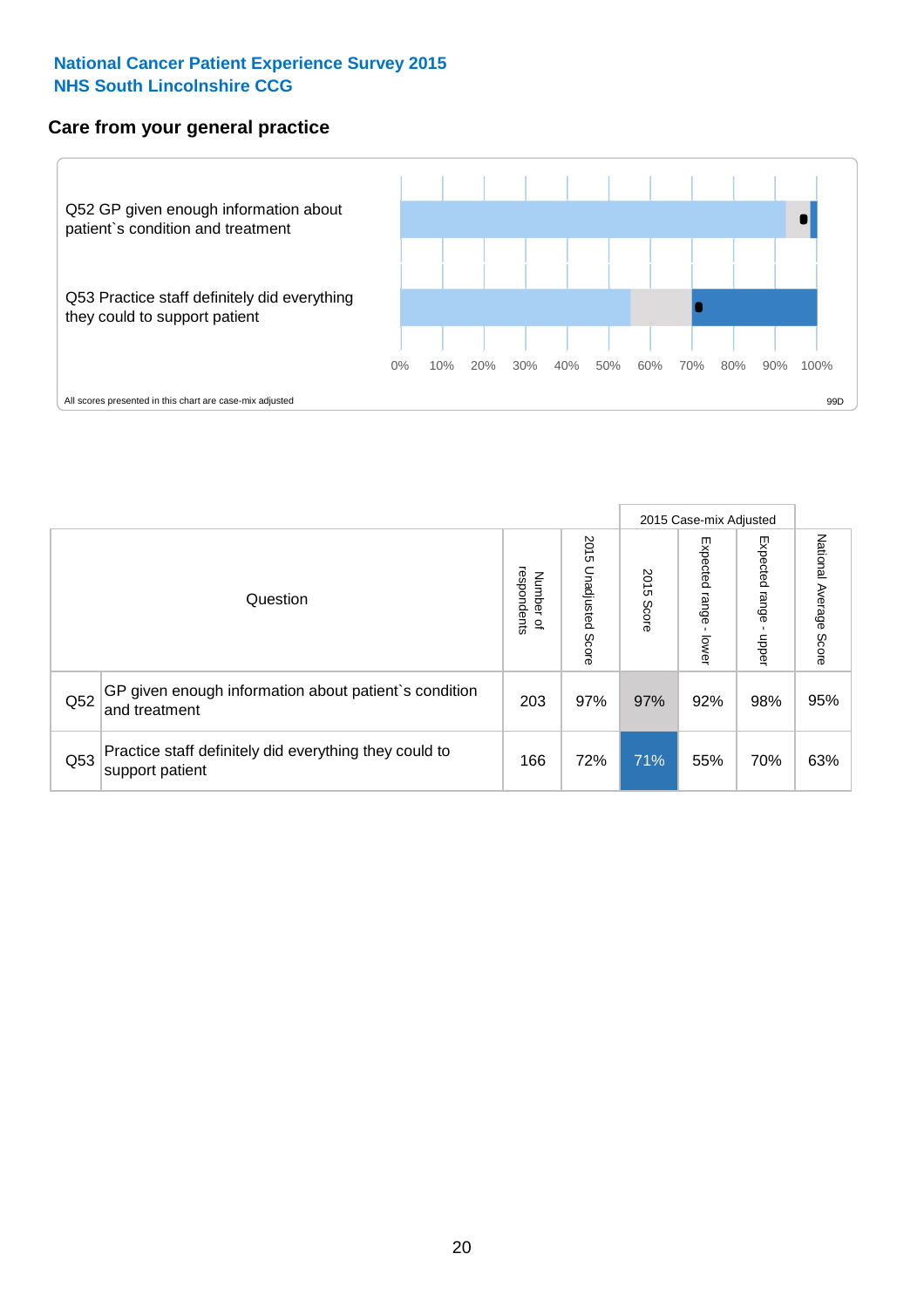National Cancer Patient Experience Survey 2015
NHS South Lincolnshire CCG

## Care from your general practice

Q52 GP given enough information about patient`s condition and treatment

Q53 Practice staff definitely did everything they could to support patient

0% 10% 20% 30% 40% 50% 60% 70% 80% 90% 100%

All scores presented in this chart are case-mix adjusted

99D

| Question | | Number of respondents | 2015 Unadjusted Score | 2015 Case-mix Adjusted | | | National Average Score |
|---|---|---|---|---|---|---|---|
| | | | | 2015 Score | Expected range - lower | Expected range - upper | |
| Q52 | GP given enough information about patient`s condition and treatment | 203 | 97% | 97% | 92% | 98% | 95% |
| Q53 | Practice staff definitely did everything they could to support patient | 166 | 72% | 71% | 55% | 70% | 63% |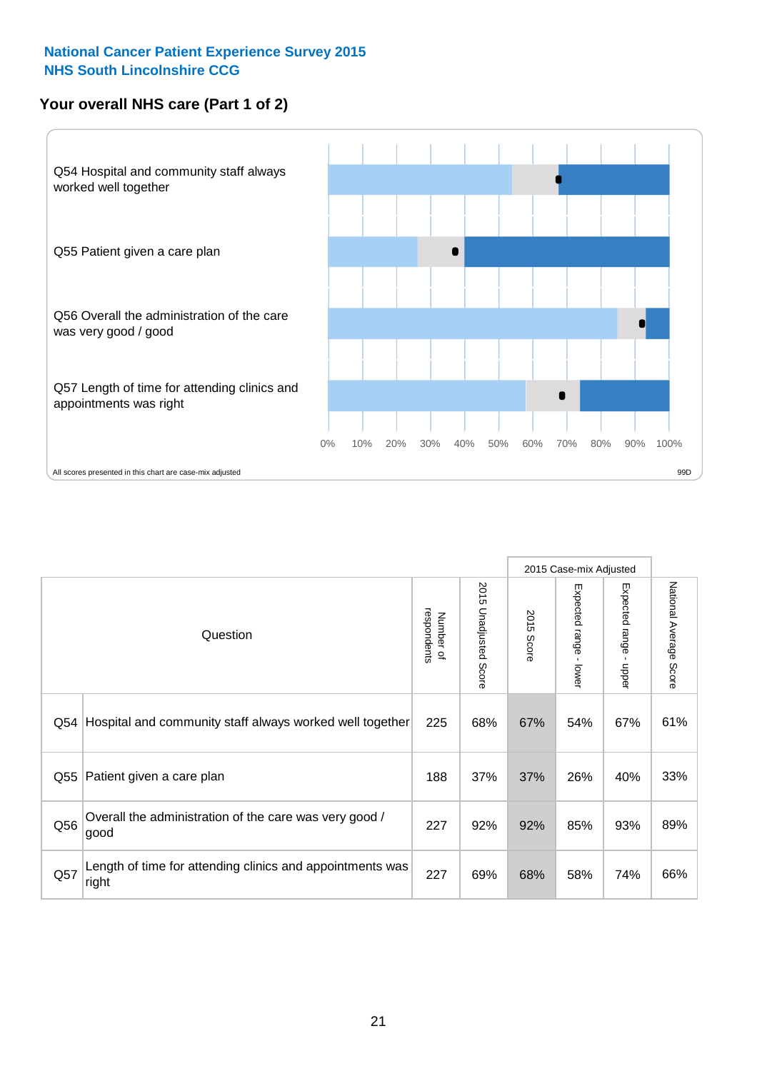National Cancer Patient Experience Survey 2015
NHS South Lincolnshire CCG

## Your overall NHS care (Part 1 of 2)

Q54 Hospital and community staff always worked well together

Q55 Patient given a care plan

Q56 Overall the administration of the care was very good / good

Q57 Length of time for attending clinics and appointments was right

0% 10% 20% 30% 40% 50% 60% 70% 80% 90% 100%

All scores presented in this chart are case-mix adjusted

99D

| Question | | Number of respondents | 2015 Unadjusted Score | 2015 Case-mix Adjusted | | | National Average Score |
|---|---|---|---|---|---|---|---|
| | | | | 2015 Score | Expected range - lower | Expected range - upper | |
| Q54 | Hospital and community staff always worked well together | 225 | 68% | 67% | 54% | 67% | 61% |
| Q55 | Patient given a care plan | 188 | 37% | 37% | 26% | 40% | 33% |
| Q56 | Overall the administration of the care was very good / good | 227 | 92% | 92% | 85% | 93% | 89% |
| Q57 | Length of time for attending clinics and appointments was right | 227 | 69% | 68% | 58% | 74% | 66% |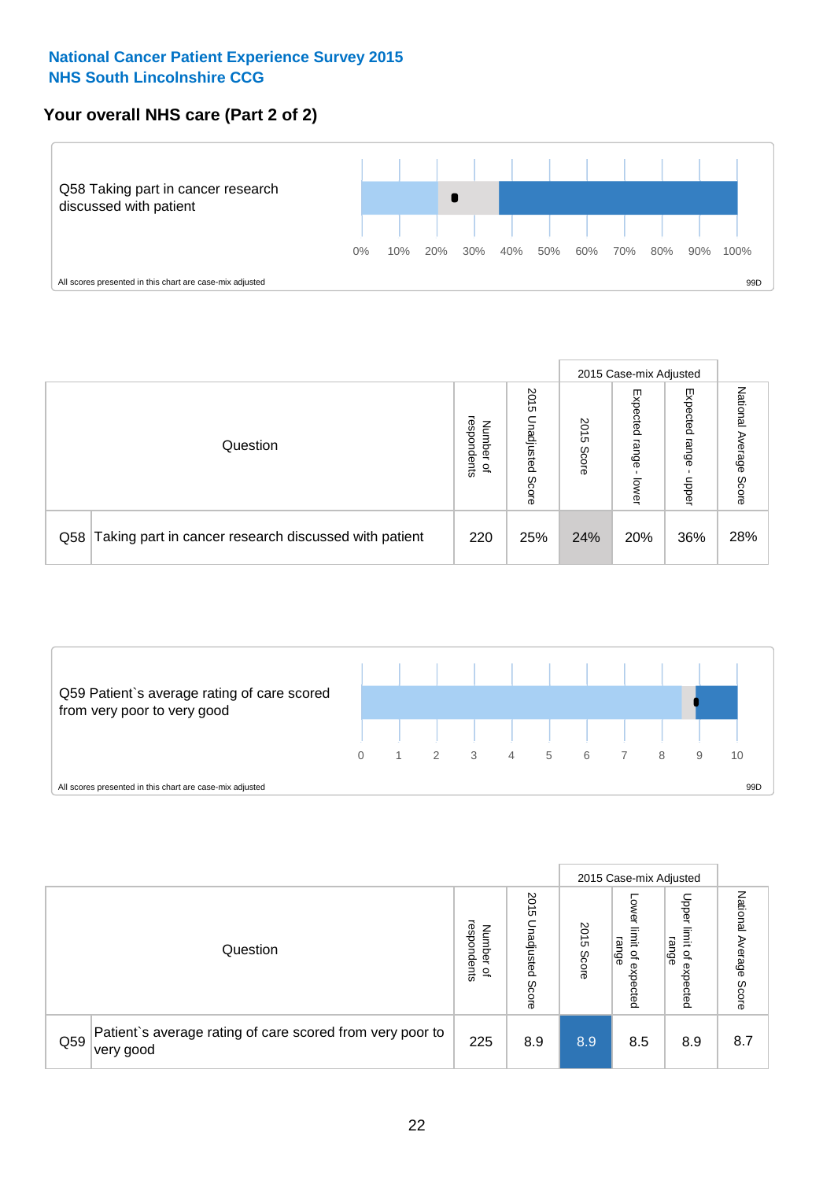**National Cancer Patient Experience Survey 2015**
**NHS South Lincolnshire CCG**

## Your overall NHS care (Part 2 of 2)

Q58 Taking part in cancer research discussed with patient

0% 10% 20% 30% 40% 50% 60% 70% 80% 90% 100%

All scores presented in this chart are case-mix adjusted

99D

| | Question | Number of respondents | 2015 Unadjusted Score | 2015 Case-mix Adjusted 2015 Score | 2015 Case-mix Adjusted Expected range - lower | 2015 Case-mix Adjusted Expected range - upper | National Average Score |
|---|---|---|---|---|---|---|---|
| Q58 | Taking part in cancer research discussed with patient | 220 | 25% | 24% | 20% | 36% | 28% |

Q59 Patient`s average rating of care scored from very poor to very good

0 1 2 3 4 5 6 7 8 9 10

All scores presented in this chart are case-mix adjusted

99D

| | Question | Number of respondents | 2015 Unadjusted Score | 2015 Case-mix Adjusted 2015 Score | 2015 Case-mix Adjusted Lower limit of expected range | 2015 Case-mix Adjusted Upper limit of expected range | National Average Score |
|---|---|---|---|---|---|---|---|
| Q59 | Patient`s average rating of care scored from very poor to very good | 225 | 8.9 | 8.9 | 8.5 | 8.9 | 8.7 |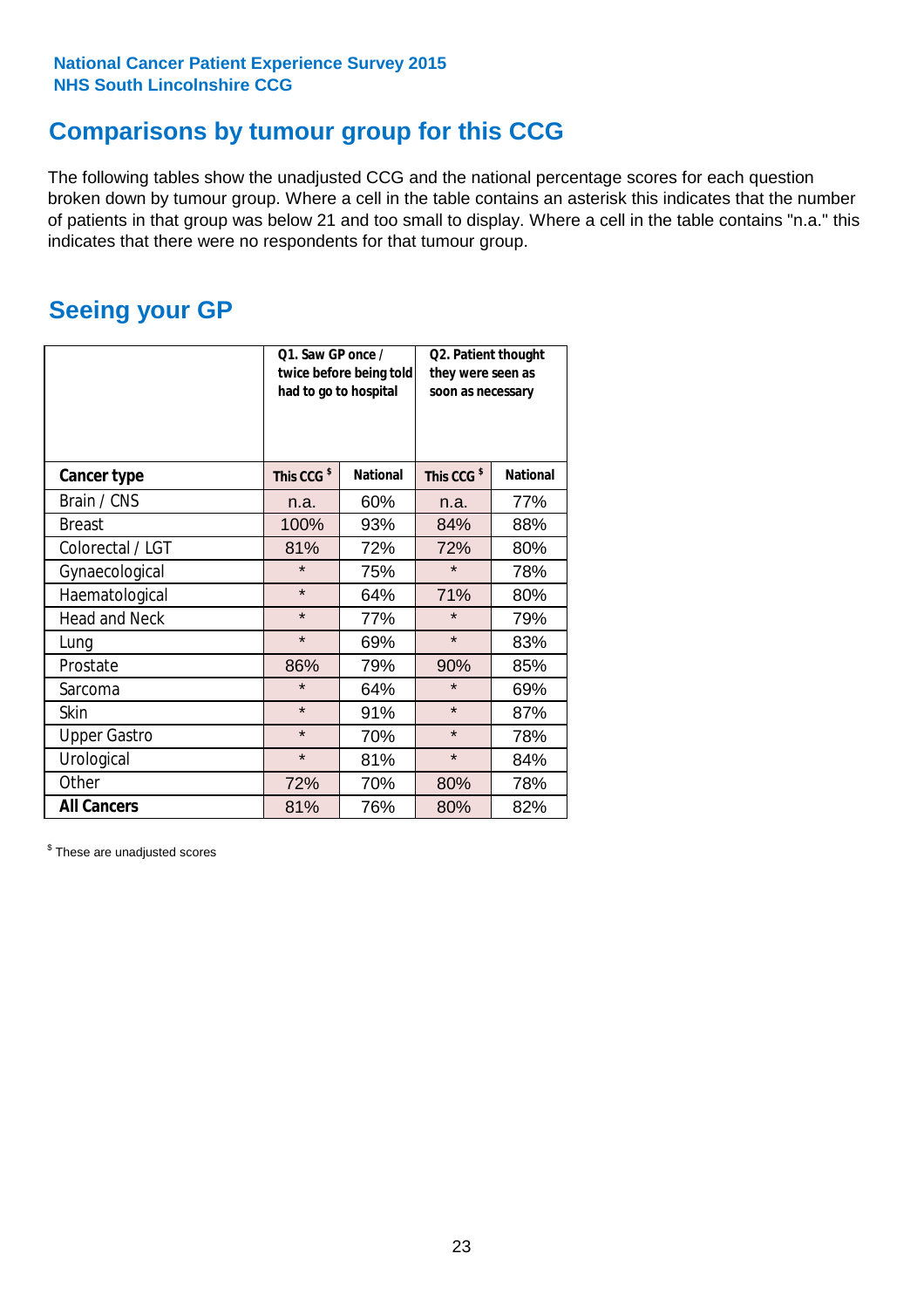National Cancer Patient Experience Survey 2015
NHS South Lincolnshire CCG

## Comparisons by tumour group for this CCG

The following tables show the unadjusted CCG and the national percentage scores for each question broken down by tumour group. Where a cell in the table contains an asterisk this indicates that the number of patients in that group was below 21 and too small to display. Where a cell in the table contains "n.a." this indicates that there were no respondents for that tumour group.

## Seeing your GP

| | Q1. Saw GP once / twice before being told had to go to hospital | | Q2. Patient thought they were seen as soon as necessary | |
|---|---|---|---|---|
| **Cancer type** | **This CCG $** | **National** | **This CCG $** | **National** |
| Brain / CNS | n.a. | 60% | n.a. | 77% |
| Breast | 100% | 93% | 84% | 88% |
| Colorectal / LGT | 81% | 72% | 72% | 80% |
| Gynaecological | * | 75% | * | 78% |
| Haematological | * | 64% | 71% | 80% |
| Head and Neck | * | 77% | * | 79% |
| Lung | * | 69% | * | 83% |
| Prostate | 86% | 79% | 90% | 85% |
| Sarcoma | * | 64% | * | 69% |
| Skin | * | 91% | * | 87% |
| Upper Gastro | * | 70% | * | 78% |
| Urological | * | 81% | * | 84% |
| Other | 72% | 70% | 80% | 78% |
| **All Cancers** | 81% | 76% | 80% | 82% |

$ These are unadjusted scores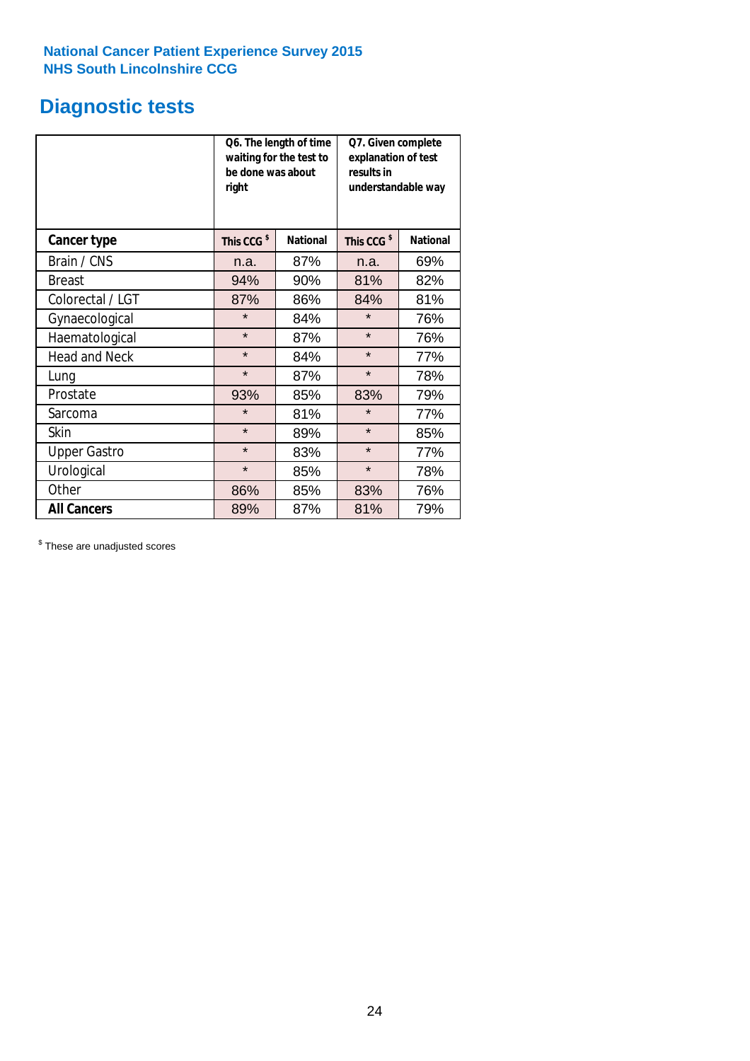National Cancer Patient Experience Survey 2015
NHS South Lincolnshire CCG

# Diagnostic tests

| | Q6. The length of time waiting for the test to be done was about right | | Q7. Given complete explanation of test results in understandable way | |
|---|---|---|---|---|
| **Cancer type** | **This CCG [$]** | **National** | **This CCG [$]** | **National** |
| Brain / CNS | n.a. | 87% | n.a. | 69% |
| Breast | 94% | 90% | 81% | 82% |
| Colorectal / LGT | 87% | 86% | 84% | 81% |
| Gynaecological | * | 84% | * | 76% |
| Haematological | * | 87% | * | 76% |
| Head and Neck | * | 84% | * | 77% |
| Lung | * | 87% | * | 78% |
| Prostate | 93% | 85% | 83% | 79% |
| Sarcoma | * | 81% | * | 77% |
| Skin | * | 89% | * | 85% |
| Upper Gastro | * | 83% | * | 77% |
| Urological | * | 85% | * | 78% |
| Other | 86% | 85% | 83% | 76% |
| **All Cancers** | 89% | 87% | 81% | 79% |

[$] These are unadjusted scores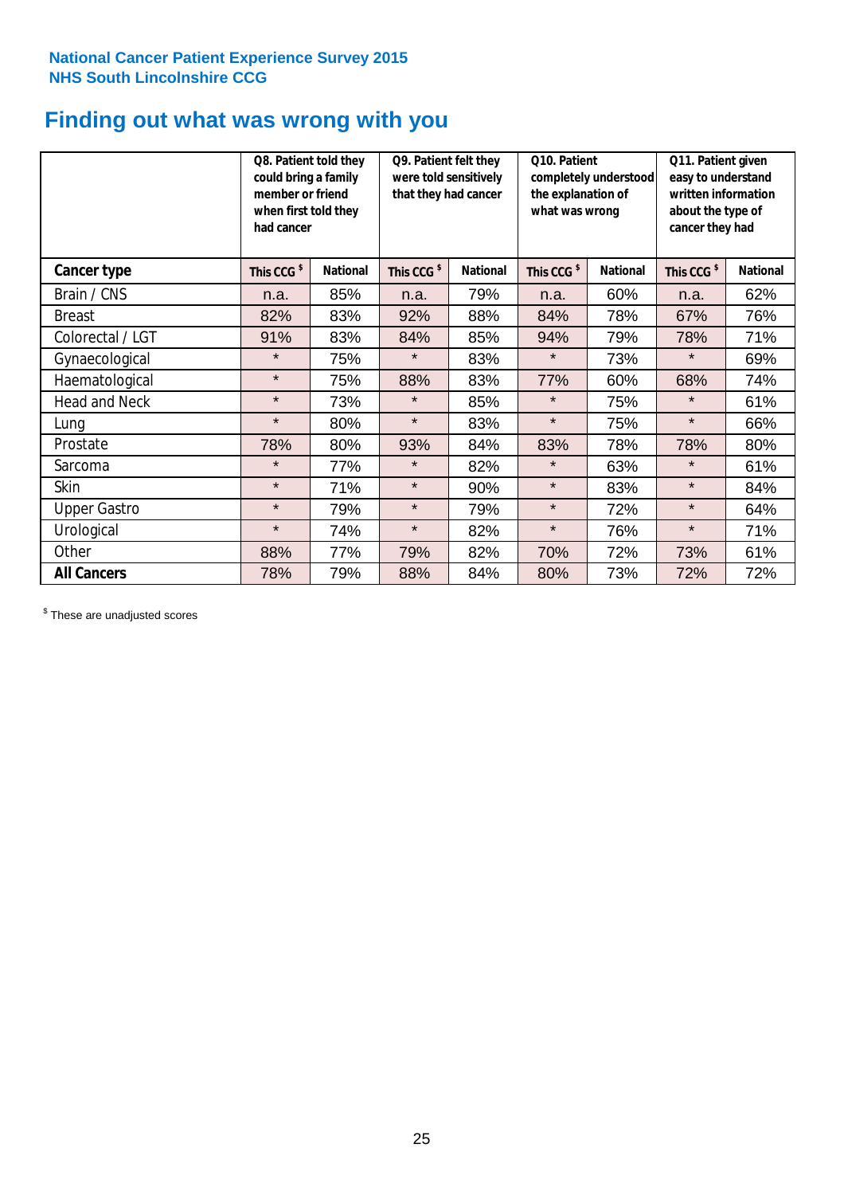**National Cancer Patient Experience Survey 2015**
**NHS South Lincolnshire CCG**

# Finding out what was wrong with you

| | Q8. Patient told they could bring a family member or friend when first told they had cancer | | Q9. Patient felt they were told sensitively that they had cancer | | Q10. Patient completely understood the explanation of what was wrong | | Q11. Patient given easy to understand written information about the type of cancer they had | |
|---|---|---|---|---|---|---|---|---|
| **Cancer type** | **This CCG $** | **National** | **This CCG $** | **National** | **This CCG $** | **National** | **This CCG $** | **National** |
| Brain / CNS | n.a. | 85% | n.a. | 79% | n.a. | 60% | n.a. | 62% |
| Breast | 82% | 83% | 92% | 88% | 84% | 78% | 67% | 76% |
| Colorectal / LGT | 91% | 83% | 84% | 85% | 94% | 79% | 78% | 71% |
| Gynaecological | * | 75% | * | 83% | * | 73% | * | 69% |
| Haematological | * | 75% | 88% | 83% | 77% | 60% | 68% | 74% |
| Head and Neck | * | 73% | * | 85% | * | 75% | * | 61% |
| Lung | * | 80% | * | 83% | * | 75% | * | 66% |
| Prostate | 78% | 80% | 93% | 84% | 83% | 78% | 78% | 80% |
| Sarcoma | * | 77% | * | 82% | * | 63% | * | 61% |
| Skin | * | 71% | * | 90% | * | 83% | * | 84% |
| Upper Gastro | * | 79% | * | 79% | * | 72% | * | 64% |
| Urological | * | 74% | * | 82% | * | 76% | * | 71% |
| Other | 88% | 77% | 79% | 82% | 70% | 72% | 73% | 61% |
| **All Cancers** | 78% | 79% | 88% | 84% | 80% | 73% | 72% | 72% |

$ These are unadjusted scores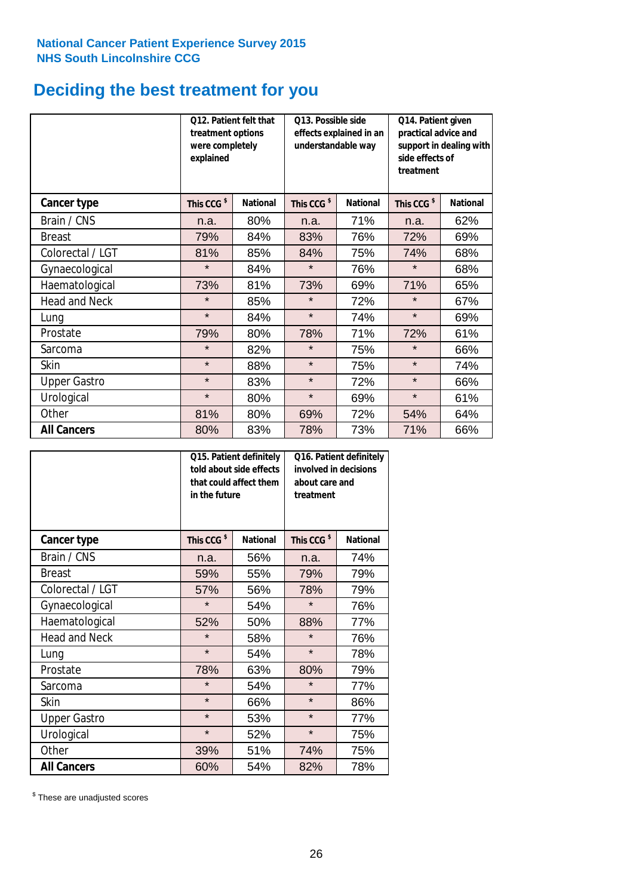National Cancer Patient Experience Survey 2015
NHS South Lincolnshire CCG

# Deciding the best treatment for you

| | Q12. Patient felt that treatment options were completely explained | | Q13. Possible side effects explained in an understandable way | | Q14. Patient given practical advice and support in dealing with side effects of treatment | |
|---|---|---|---|---|---|---|
| **Cancer type** | **This CCG $** | **National** | **This CCG $** | **National** | **This CCG $** | **National** |
| Brain / CNS | n.a. | 80% | n.a. | 71% | n.a. | 62% |
| Breast | 79% | 84% | 83% | 76% | 72% | 69% |
| Colorectal / LGT | 81% | 85% | 84% | 75% | 74% | 68% |
| Gynaecological | * | 84% | * | 76% | * | 68% |
| Haematological | 73% | 81% | 73% | 69% | 71% | 65% |
| Head and Neck | * | 85% | * | 72% | * | 67% |
| Lung | * | 84% | * | 74% | * | 69% |
| Prostate | 79% | 80% | 78% | 71% | 72% | 61% |
| Sarcoma | * | 82% | * | 75% | * | 66% |
| Skin | * | 88% | * | 75% | * | 74% |
| Upper Gastro | * | 83% | * | 72% | * | 66% |
| Urological | * | 80% | * | 69% | * | 61% |
| Other | 81% | 80% | 69% | 72% | 54% | 64% |
| **All Cancers** | 80% | 83% | 78% | 73% | 71% | 66% |

| | Q15. Patient definitely told about side effects that could affect them in the future | | Q16. Patient definitely involved in decisions about care and treatment | |
|---|---|---|---|---|
| **Cancer type** | **This CCG $** | **National** | **This CCG $** | **National** |
| Brain / CNS | n.a. | 56% | n.a. | 74% |
| Breast | 59% | 55% | 79% | 79% |
| Colorectal / LGT | 57% | 56% | 78% | 79% |
| Gynaecological | * | 54% | * | 76% |
| Haematological | 52% | 50% | 88% | 77% |
| Head and Neck | * | 58% | * | 76% |
| Lung | * | 54% | * | 78% |
| Prostate | 78% | 63% | 80% | 79% |
| Sarcoma | * | 54% | * | 77% |
| Skin | * | 66% | * | 86% |
| Upper Gastro | * | 53% | * | 77% |
| Urological | * | 52% | * | 75% |
| Other | 39% | 51% | 74% | 75% |
| **All Cancers** | 60% | 54% | 82% | 78% |

$ These are unadjusted scores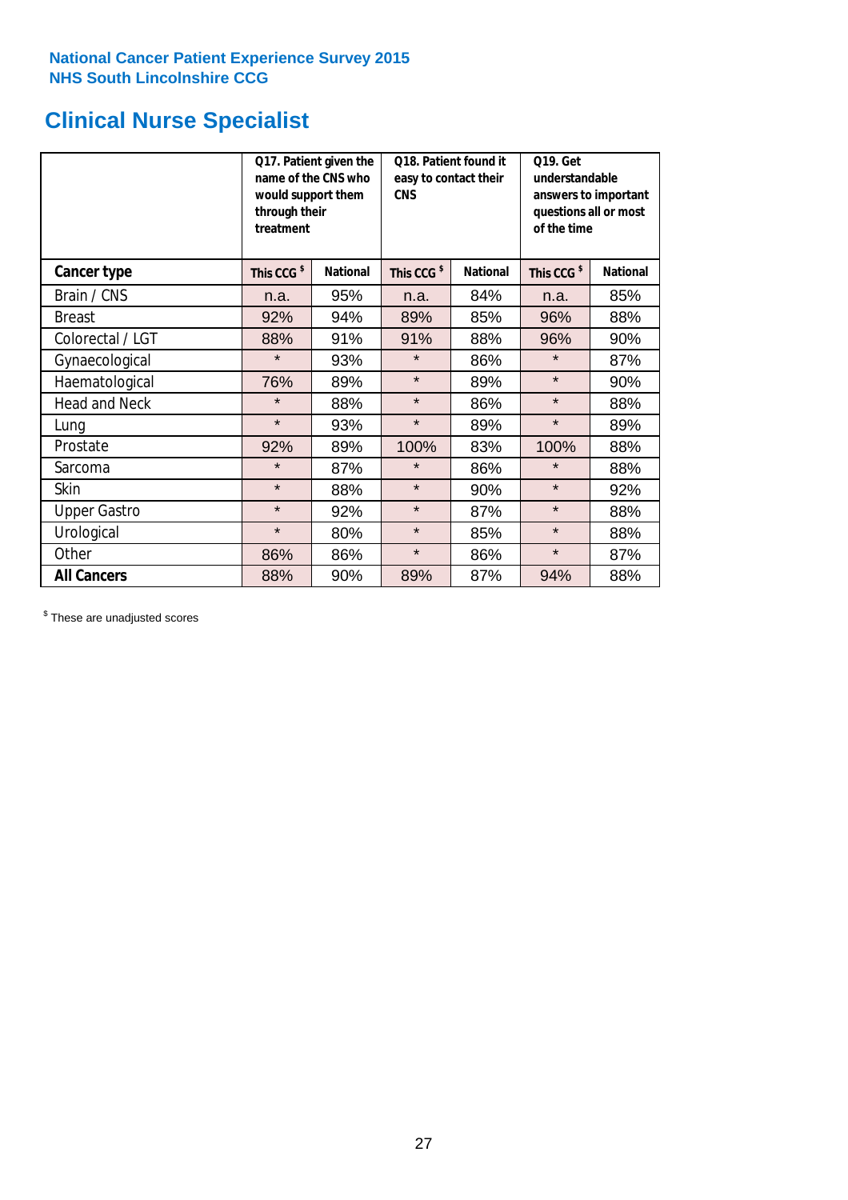**National Cancer Patient Experience Survey 2015**
**NHS South Lincolnshire CCG**

# Clinical Nurse Specialist

| | Q17. Patient given the name of the CNS who would support them through their treatment | | Q18. Patient found it easy to contact their CNS | | Q19. Get understandable answers to important questions all or most of the time | |
|---|---|---|---|---|---|---|
| **Cancer type** | **This CCG $** | **National** | **This CCG $** | **National** | **This CCG $** | **National** |
| Brain / CNS | n.a. | 95% | n.a. | 84% | n.a. | 85% |
| Breast | 92% | 94% | 89% | 85% | 96% | 88% |
| Colorectal / LGT | 88% | 91% | 91% | 88% | 96% | 90% |
| Gynaecological | * | 93% | * | 86% | * | 87% |
| Haematological | 76% | 89% | * | 89% | * | 90% |
| Head and Neck | * | 88% | * | 86% | * | 88% |
| Lung | * | 93% | * | 89% | * | 89% |
| Prostate | 92% | 89% | 100% | 83% | 100% | 88% |
| Sarcoma | * | 87% | * | 86% | * | 88% |
| Skin | * | 88% | * | 90% | * | 92% |
| Upper Gastro | * | 92% | * | 87% | * | 88% |
| Urological | * | 80% | * | 85% | * | 88% |
| Other | 86% | 86% | * | 86% | * | 87% |
| **All Cancers** | 88% | 90% | 89% | 87% | 94% | 88% |

$ These are unadjusted scores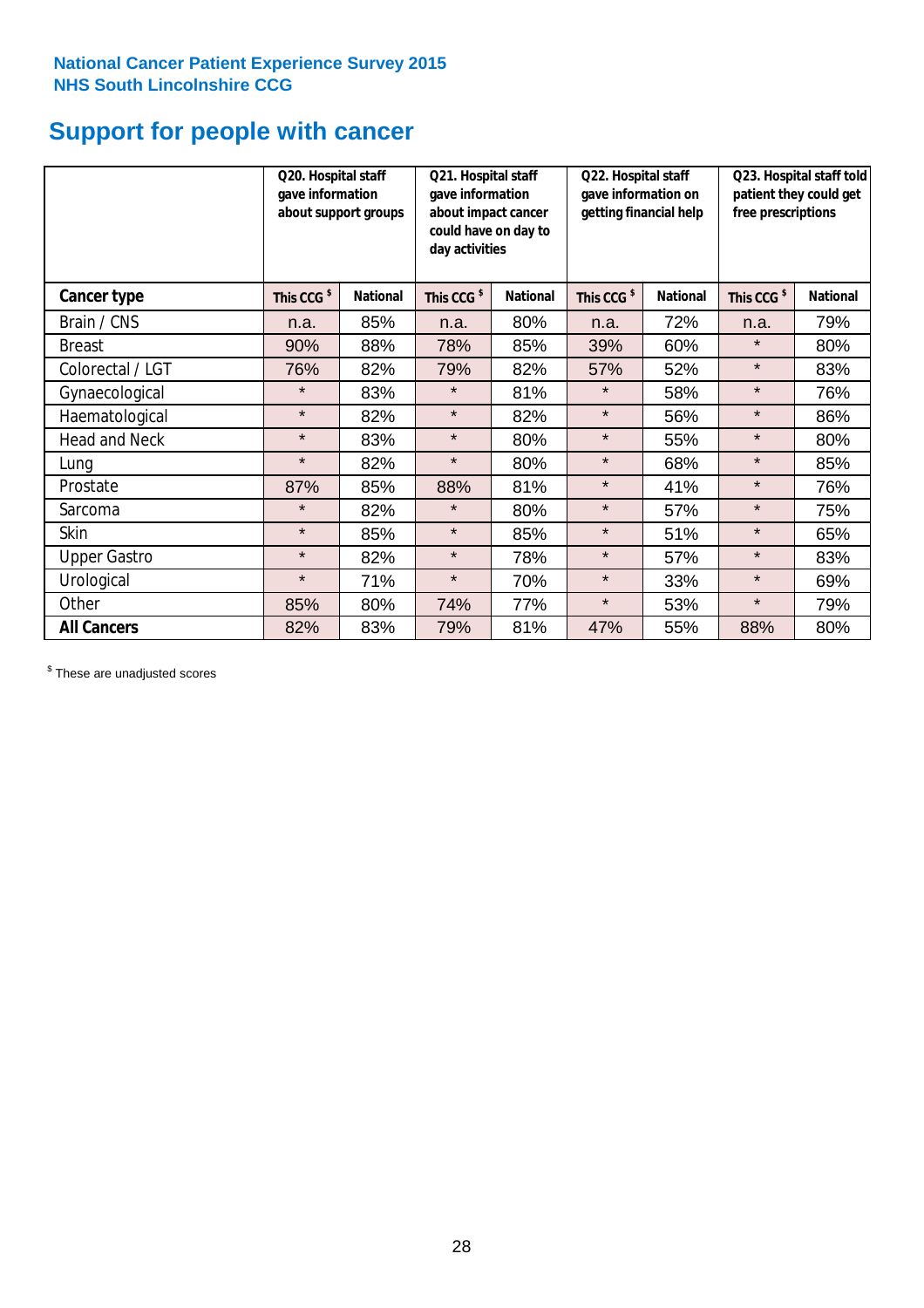**National Cancer Patient Experience Survey 2015**
**NHS South Lincolnshire CCG**

# Support for people with cancer

| | Q20. Hospital staff gave information about support groups | | Q21. Hospital staff gave information about impact cancer could have on day to day activities | | Q22. Hospital staff gave information on getting financial help | | Q23. Hospital staff told patient they could get free prescriptions | |
|---|---|---|---|---|---|---|---|---|
| **Cancer type** | **This CCG $** | **National** | **This CCG $** | **National** | **This CCG $** | **National** | **This CCG $** | **National** |
| Brain / CNS | n.a. | 85% | n.a. | 80% | n.a. | 72% | n.a. | 79% |
| Breast | 90% | 88% | 78% | 85% | 39% | 60% | * | 80% |
| Colorectal / LGT | 76% | 82% | 79% | 82% | 57% | 52% | * | 83% |
| Gynaecological | * | 83% | * | 81% | * | 58% | * | 76% |
| Haematological | * | 82% | * | 82% | * | 56% | * | 86% |
| Head and Neck | * | 83% | * | 80% | * | 55% | * | 80% |
| Lung | * | 82% | * | 80% | * | 68% | * | 85% |
| Prostate | 87% | 85% | 88% | 81% | * | 41% | * | 76% |
| Sarcoma | * | 82% | * | 80% | * | 57% | * | 75% |
| Skin | * | 85% | * | 85% | * | 51% | * | 65% |
| Upper Gastro | * | 82% | * | 78% | * | 57% | * | 83% |
| Urological | * | 71% | * | 70% | * | 33% | * | 69% |
| Other | 85% | 80% | 74% | 77% | * | 53% | * | 79% |
| **All Cancers** | 82% | 83% | 79% | 81% | 47% | 55% | 88% | 80% |

$ These are unadjusted scores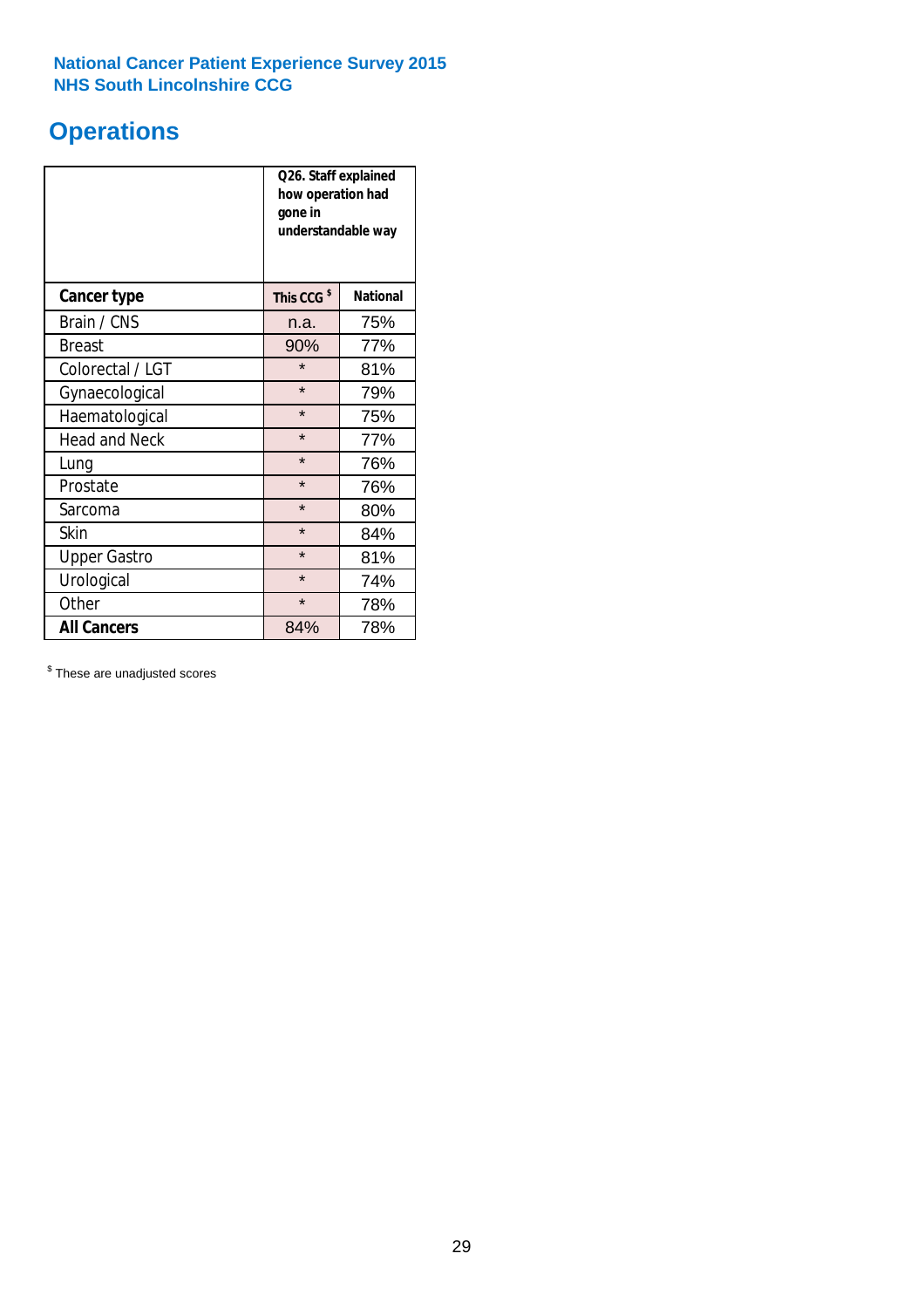**National Cancer Patient Experience Survey 2015**
**NHS South Lincolnshire CCG**

# Operations

| | Q26. Staff explained how operation had gone in understandable way | |
|---|---|---|
| **Cancer type** | **This CCG $** | **National** |
| Brain / CNS | n.a. | 75% |
| Breast | 90% | 77% |
| Colorectal / LGT | * | 81% |
| Gynaecological | * | 79% |
| Haematological | * | 75% |
| Head and Neck | * | 77% |
| Lung | * | 76% |
| Prostate | * | 76% |
| Sarcoma | * | 80% |
| Skin | * | 84% |
| Upper Gastro | * | 81% |
| Urological | * | 74% |
| Other | * | 78% |
| **All Cancers** | 84% | 78% |

$ These are unadjusted scores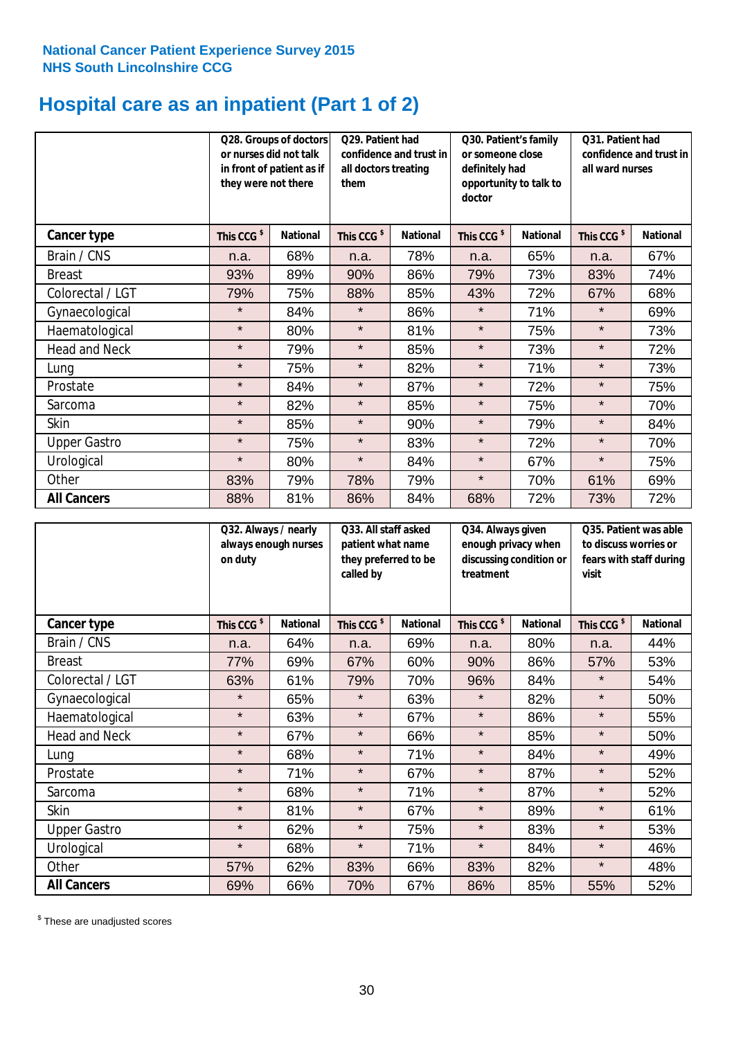**National Cancer Patient Experience Survey 2015**
**NHS South Lincolnshire CCG**

# Hospital care as an inpatient (Part 1 of 2)

| | Q28. Groups of doctors or nurses did not talk in front of patient as if they were not there | | Q29. Patient had confidence and trust in all doctors treating them | | Q30. Patient's family or someone close definitely had opportunity to talk to doctor | | Q31. Patient had confidence and trust in all ward nurses | |
|---|---|---|---|---|---|---|---|---|
| **Cancer type** | **This CCG $** | **National** | **This CCG $** | **National** | **This CCG $** | **National** | **This CCG $** | **National** |
| Brain / CNS | n.a. | 68% | n.a. | 78% | n.a. | 65% | n.a. | 67% |
| Breast | 93% | 89% | 90% | 86% | 79% | 73% | 83% | 74% |
| Colorectal / LGT | 79% | 75% | 88% | 85% | 43% | 72% | 67% | 68% |
| Gynaecological | * | 84% | * | 86% | * | 71% | * | 69% |
| Haematological | * | 80% | * | 81% | * | 75% | * | 73% |
| Head and Neck | * | 79% | * | 85% | * | 73% | * | 72% |
| Lung | * | 75% | * | 82% | * | 71% | * | 73% |
| Prostate | * | 84% | * | 87% | * | 72% | * | 75% |
| Sarcoma | * | 82% | * | 85% | * | 75% | * | 70% |
| Skin | * | 85% | * | 90% | * | 79% | * | 84% |
| Upper Gastro | * | 75% | * | 83% | * | 72% | * | 70% |
| Urological | * | 80% | * | 84% | * | 67% | * | 75% |
| Other | 83% | 79% | 78% | 79% | * | 70% | 61% | 69% |
| **All Cancers** | 88% | 81% | 86% | 84% | 68% | 72% | 73% | 72% |

| | Q32. Always / nearly always enough nurses on duty | | Q33. All staff asked patient what name they preferred to be called by | | Q34. Always given enough privacy when discussing condition or treatment | | Q35. Patient was able to discuss worries or fears with staff during visit | |
|---|---|---|---|---|---|---|---|---|
| **Cancer type** | **This CCG $** | **National** | **This CCG $** | **National** | **This CCG $** | **National** | **This CCG $** | **National** |
| Brain / CNS | n.a. | 64% | n.a. | 69% | n.a. | 80% | n.a. | 44% |
| Breast | 77% | 69% | 67% | 60% | 90% | 86% | 57% | 53% |
| Colorectal / LGT | 63% | 61% | 79% | 70% | 96% | 84% | * | 54% |
| Gynaecological | * | 65% | * | 63% | * | 82% | * | 50% |
| Haematological | * | 63% | * | 67% | * | 86% | * | 55% |
| Head and Neck | * | 67% | * | 66% | * | 85% | * | 50% |
| Lung | * | 68% | * | 71% | * | 84% | * | 49% |
| Prostate | * | 71% | * | 67% | * | 87% | * | 52% |
| Sarcoma | * | 68% | * | 71% | * | 87% | * | 52% |
| Skin | * | 81% | * | 67% | * | 89% | * | 61% |
| Upper Gastro | * | 62% | * | 75% | * | 83% | * | 53% |
| Urological | * | 68% | * | 71% | * | 84% | * | 46% |
| Other | 57% | 62% | 83% | 66% | 83% | 82% | * | 48% |
| **All Cancers** | 69% | 66% | 70% | 67% | 86% | 85% | 55% | 52% |

$ These are unadjusted scores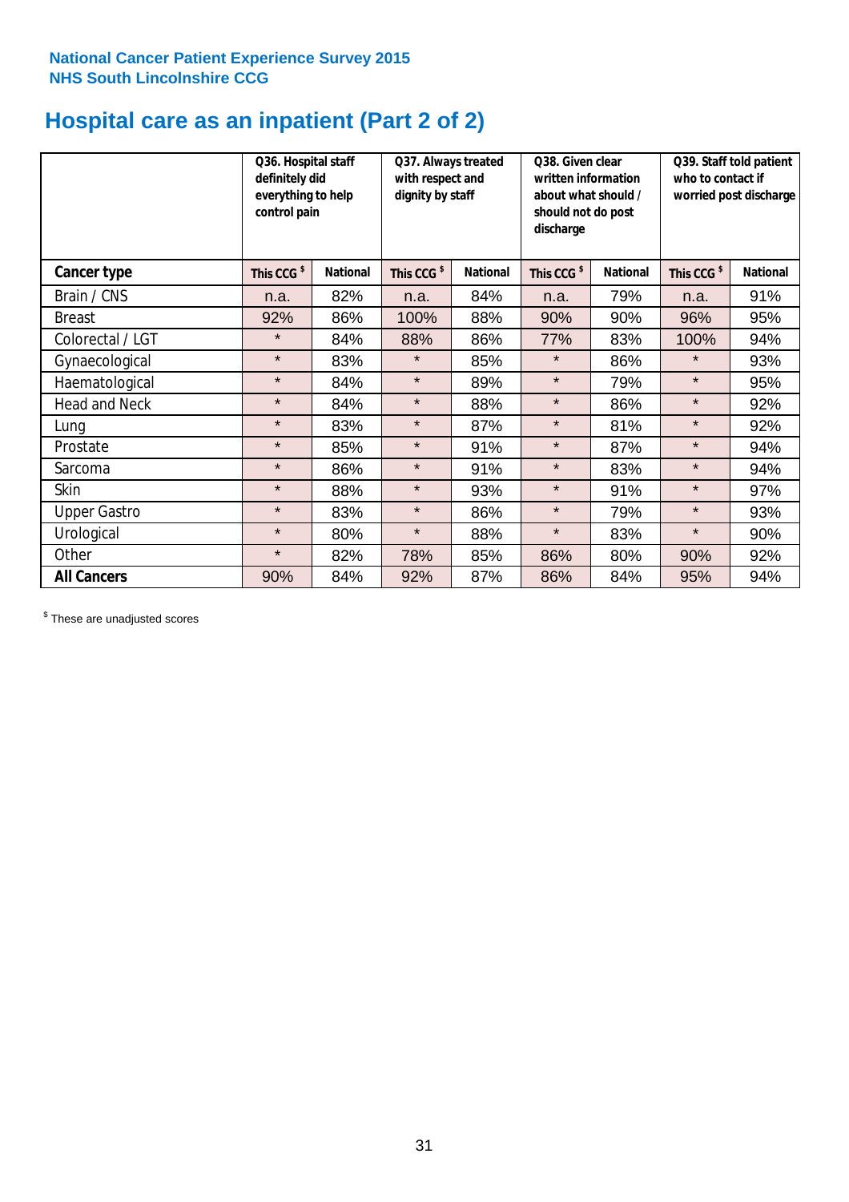**National Cancer Patient Experience Survey 2015**
**NHS South Lincolnshire CCG**

# Hospital care as an inpatient (Part 2 of 2)

| | Q36. Hospital staff definitely did everything to help control pain | | Q37. Always treated with respect and dignity by staff | | Q38. Given clear written information about what should / should not do post discharge | | Q39. Staff told patient who to contact if worried post discharge | |
|---|---|---|---|---|---|---|---|---|
| **Cancer type** | **This CCG $** | **National** | **This CCG $** | **National** | **This CCG $** | **National** | **This CCG $** | **National** |
| Brain / CNS | n.a. | 82% | n.a. | 84% | n.a. | 79% | n.a. | 91% |
| Breast | 92% | 86% | 100% | 88% | 90% | 90% | 96% | 95% |
| Colorectal / LGT | * | 84% | 88% | 86% | 77% | 83% | 100% | 94% |
| Gynaecological | * | 83% | * | 85% | * | 86% | * | 93% |
| Haematological | * | 84% | * | 89% | * | 79% | * | 95% |
| Head and Neck | * | 84% | * | 88% | * | 86% | * | 92% |
| Lung | * | 83% | * | 87% | * | 81% | * | 92% |
| Prostate | * | 85% | * | 91% | * | 87% | * | 94% |
| Sarcoma | * | 86% | * | 91% | * | 83% | * | 94% |
| Skin | * | 88% | * | 93% | * | 91% | * | 97% |
| Upper Gastro | * | 83% | * | 86% | * | 79% | * | 93% |
| Urological | * | 80% | * | 88% | * | 83% | * | 90% |
| Other | * | 82% | 78% | 85% | 86% | 80% | 90% | 92% |
| **All Cancers** | 90% | 84% | 92% | 87% | 86% | 84% | 95% | 94% |

$ These are unadjusted scores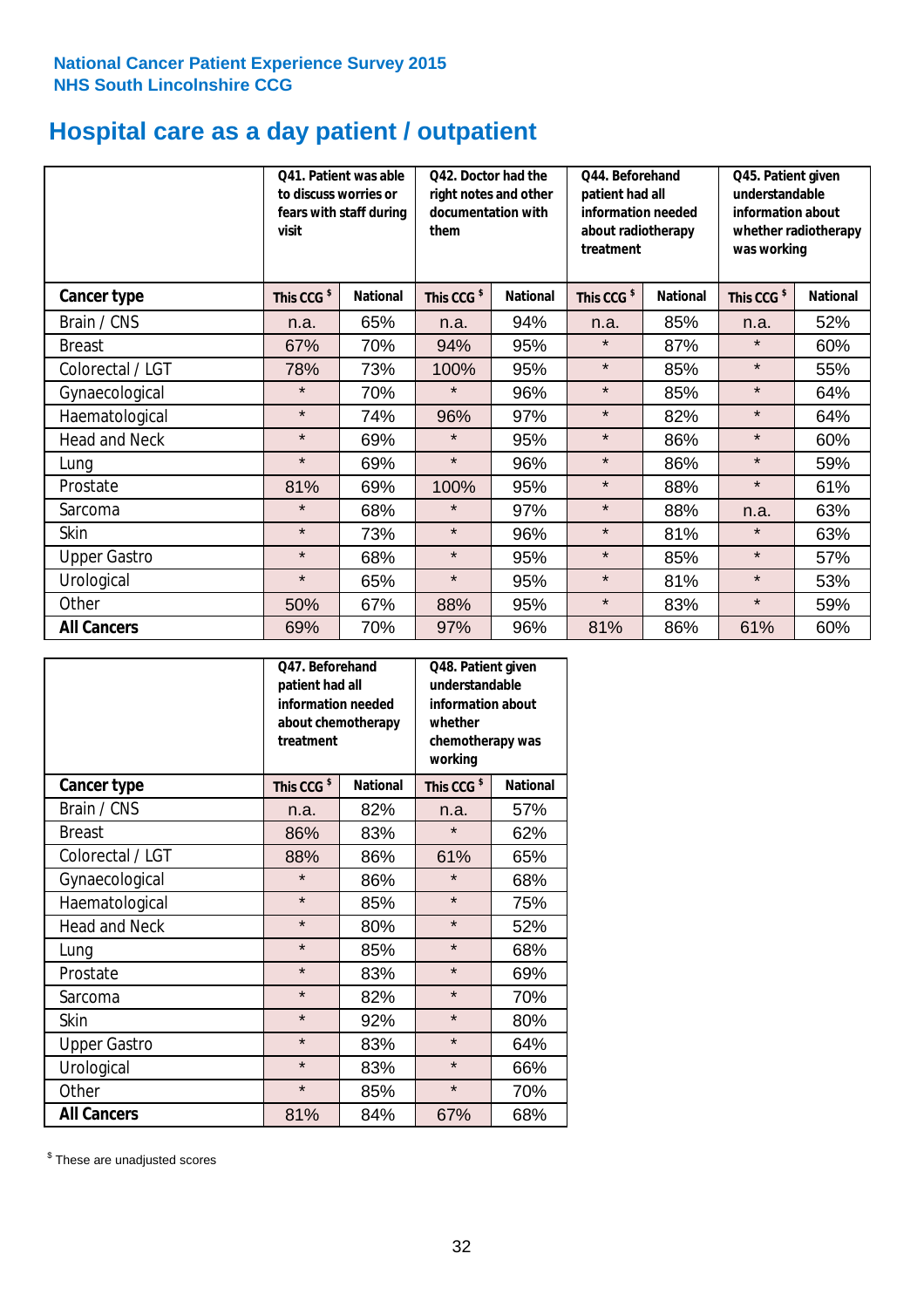National Cancer Patient Experience Survey 2015
NHS South Lincolnshire CCG

# Hospital care as a day patient / outpatient

| | Q41. Patient was able to discuss worries or fears with staff during visit | | Q42. Doctor had the right notes and other documentation with them | | Q44. Beforehand patient had all information needed about radiotherapy treatment | | Q45. Patient given understandable information about whether radiotherapy was working | |
|---|---|---|---|---|---|---|---|---|
| **Cancer type** | **This CCG $** | **National** | **This CCG $** | **National** | **This CCG $** | **National** | **This CCG $** | **National** |
| Brain / CNS | n.a. | 65% | n.a. | 94% | n.a. | 85% | n.a. | 52% |
| Breast | 67% | 70% | 94% | 95% | * | 87% | * | 60% |
| Colorectal / LGT | 78% | 73% | 100% | 95% | * | 85% | * | 55% |
| Gynaecological | * | 70% | * | 96% | * | 85% | * | 64% |
| Haematological | * | 74% | 96% | 97% | * | 82% | * | 64% |
| Head and Neck | * | 69% | * | 95% | * | 86% | * | 60% |
| Lung | * | 69% | * | 96% | * | 86% | * | 59% |
| Prostate | 81% | 69% | 100% | 95% | * | 88% | * | 61% |
| Sarcoma | * | 68% | * | 97% | * | 88% | n.a. | 63% |
| Skin | * | 73% | * | 96% | * | 81% | * | 63% |
| Upper Gastro | * | 68% | * | 95% | * | 85% | * | 57% |
| Urological | * | 65% | * | 95% | * | 81% | * | 53% |
| Other | 50% | 67% | 88% | 95% | * | 83% | * | 59% |
| **All Cancers** | 69% | 70% | 97% | 96% | 81% | 86% | 61% | 60% |

| | Q47. Beforehand patient had all information needed about chemotherapy treatment | | Q48. Patient given understandable information about whether chemotherapy was working | |
|---|---|---|---|---|
| **Cancer type** | **This CCG $** | **National** | **This CCG $** | **National** |
| Brain / CNS | n.a. | 82% | n.a. | 57% |
| Breast | 86% | 83% | * | 62% |
| Colorectal / LGT | 88% | 86% | 61% | 65% |
| Gynaecological | * | 86% | * | 68% |
| Haematological | * | 85% | * | 75% |
| Head and Neck | * | 80% | * | 52% |
| Lung | * | 85% | * | 68% |
| Prostate | * | 83% | * | 69% |
| Sarcoma | * | 82% | * | 70% |
| Skin | * | 92% | * | 80% |
| Upper Gastro | * | 83% | * | 64% |
| Urological | * | 83% | * | 66% |
| Other | * | 85% | * | 70% |
| **All Cancers** | 81% | 84% | 67% | 68% |

$ These are unadjusted scores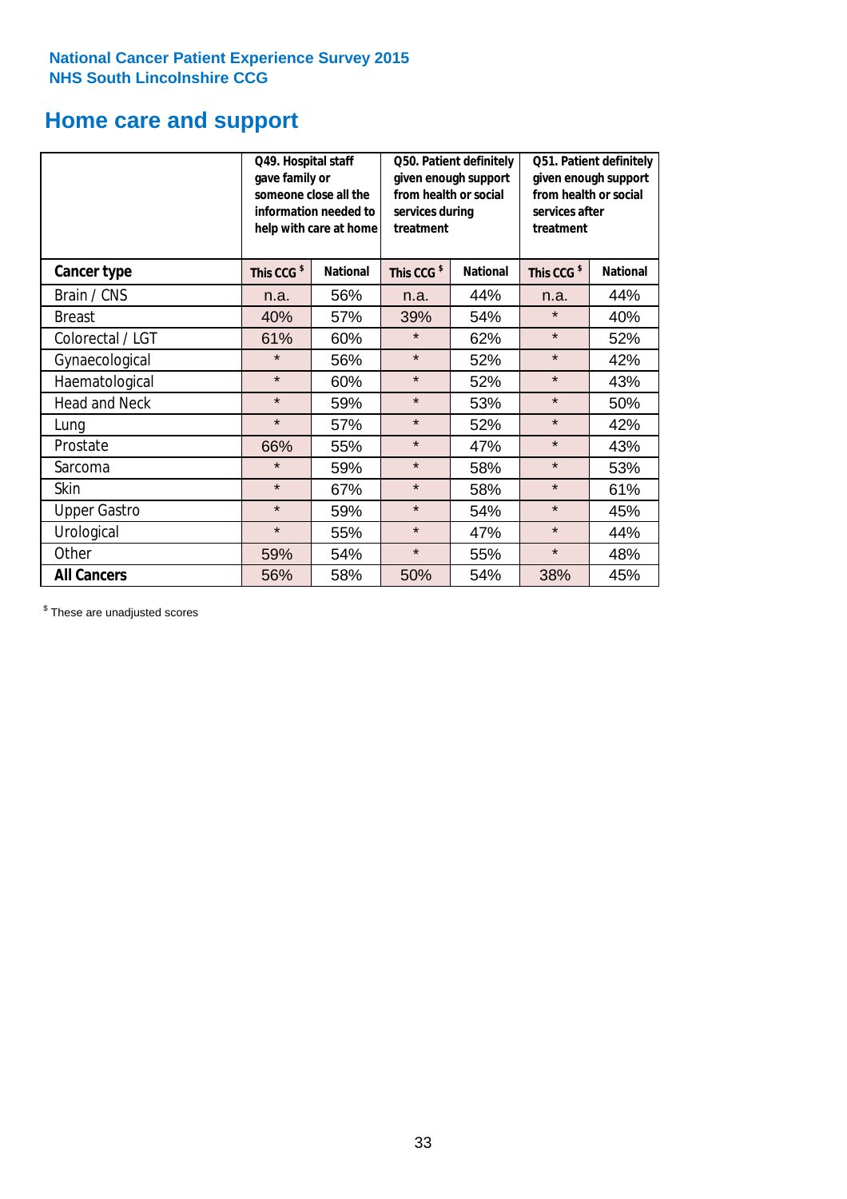National Cancer Patient Experience Survey 2015
NHS South Lincolnshire CCG

## Home care and support

| | Q49. Hospital staff gave family or someone close all the information needed to help with care at home | | Q50. Patient definitely given enough support from health or social services during treatment | | Q51. Patient definitely given enough support from health or social services after treatment | |
|---|---|---|---|---|---|---|
| **Cancer type** | This CCG $ | National | This CCG $ | National | This CCG $ | National |
| Brain / CNS | n.a. | 56% | n.a. | 44% | n.a. | 44% |
| Breast | 40% | 57% | 39% | 54% | * | 40% |
| Colorectal / LGT | 61% | 60% | * | 62% | * | 52% |
| Gynaecological | * | 56% | * | 52% | * | 42% |
| Haematological | * | 60% | * | 52% | * | 43% |
| Head and Neck | * | 59% | * | 53% | * | 50% |
| Lung | * | 57% | * | 52% | * | 42% |
| Prostate | 66% | 55% | * | 47% | * | 43% |
| Sarcoma | * | 59% | * | 58% | * | 53% |
| Skin | * | 67% | * | 58% | * | 61% |
| Upper Gastro | * | 59% | * | 54% | * | 45% |
| Urological | * | 55% | * | 47% | * | 44% |
| Other | 59% | 54% | * | 55% | * | 48% |
| **All Cancers** | 56% | 58% | 50% | 54% | 38% | 45% |

$ These are unadjusted scores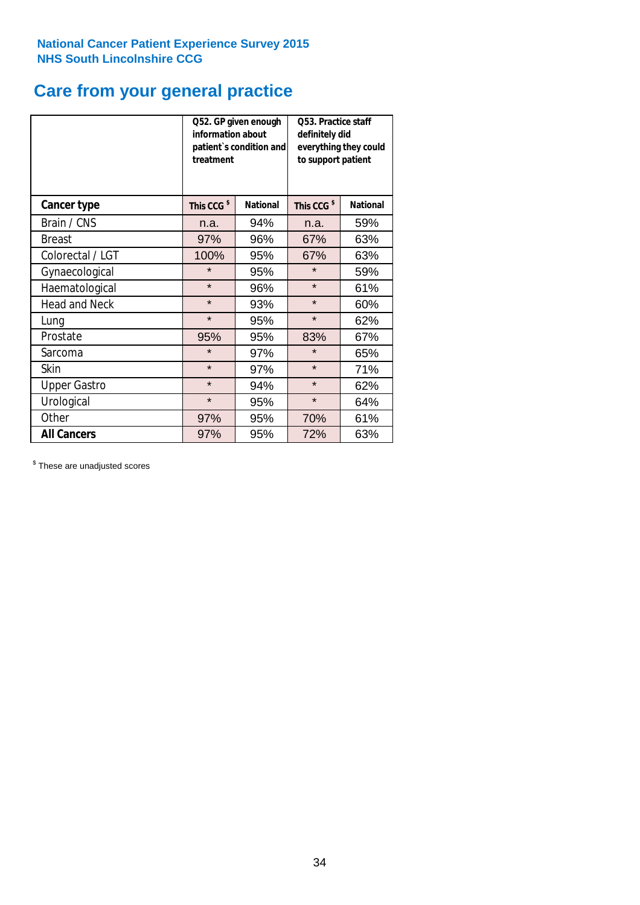National Cancer Patient Experience Survey 2015
NHS South Lincolnshire CCG

# Care from your general practice

| | Q52. GP given enough information about patient`s condition and treatment | | Q53. Practice staff definitely did everything they could to support patient | |
|---|---|---|---|---|
| **Cancer type** | **This CCG $** | **National** | **This CCG $** | **National** |
| Brain / CNS | n.a. | 94% | n.a. | 59% |
| Breast | 97% | 96% | 67% | 63% |
| Colorectal / LGT | 100% | 95% | 67% | 63% |
| Gynaecological | * | 95% | * | 59% |
| Haematological | * | 96% | * | 61% |
| Head and Neck | * | 93% | * | 60% |
| Lung | * | 95% | * | 62% |
| Prostate | 95% | 95% | 83% | 67% |
| Sarcoma | * | 97% | * | 65% |
| Skin | * | 97% | * | 71% |
| Upper Gastro | * | 94% | * | 62% |
| Urological | * | 95% | * | 64% |
| Other | 97% | 95% | 70% | 61% |
| **All Cancers** | 97% | 95% | 72% | 63% |

$ These are unadjusted scores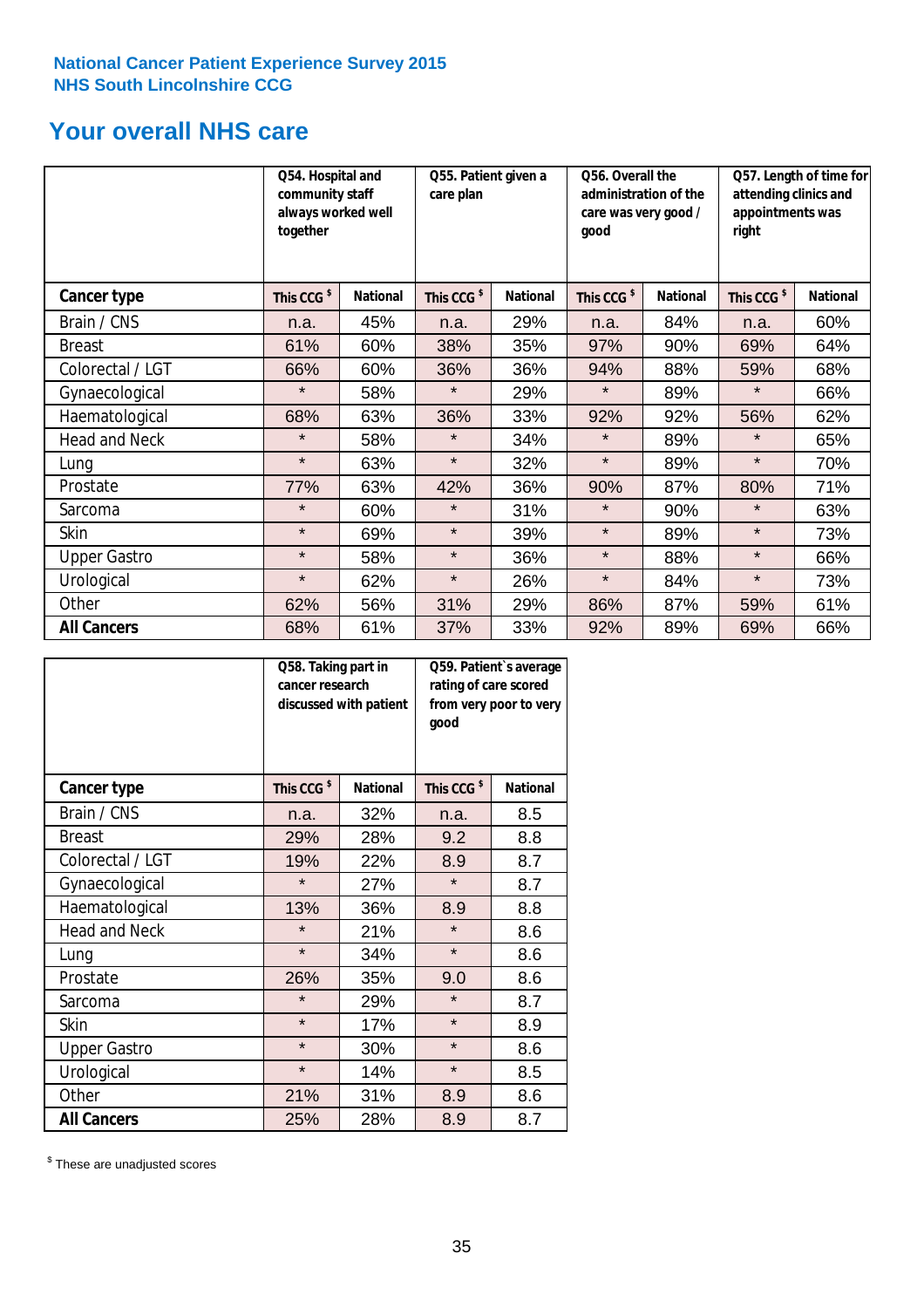National Cancer Patient Experience Survey 2015
NHS South Lincolnshire CCG

# Your overall NHS care

| | Q54. Hospital and community staff always worked well together | | Q55. Patient given a care plan | | Q56. Overall the administration of the care was very good / good | | Q57. Length of time for attending clinics and appointments was right | |
|---|---|---|---|---|---|---|---|---|
| **Cancer type** | **This CCG $** | **National** | **This CCG $** | **National** | **This CCG $** | **National** | **This CCG $** | **National** |
| Brain / CNS | n.a. | 45% | n.a. | 29% | n.a. | 84% | n.a. | 60% |
| Breast | 61% | 60% | 38% | 35% | 97% | 90% | 69% | 64% |
| Colorectal / LGT | 66% | 60% | 36% | 36% | 94% | 88% | 59% | 68% |
| Gynaecological | * | 58% | * | 29% | * | 89% | * | 66% |
| Haematological | 68% | 63% | 36% | 33% | 92% | 92% | 56% | 62% |
| Head and Neck | * | 58% | * | 34% | * | 89% | * | 65% |
| Lung | * | 63% | * | 32% | * | 89% | * | 70% |
| Prostate | 77% | 63% | 42% | 36% | 90% | 87% | 80% | 71% |
| Sarcoma | * | 60% | * | 31% | * | 90% | * | 63% |
| Skin | * | 69% | * | 39% | * | 89% | * | 73% |
| Upper Gastro | * | 58% | * | 36% | * | 88% | * | 66% |
| Urological | * | 62% | * | 26% | * | 84% | * | 73% |
| Other | 62% | 56% | 31% | 29% | 86% | 87% | 59% | 61% |
| **All Cancers** | 68% | 61% | 37% | 33% | 92% | 89% | 69% | 66% |

| | Q58. Taking part in cancer research discussed with patient | | Q59. Patient's average rating of care scored from very poor to very good | |
|---|---|---|---|---|
| **Cancer type** | **This CCG $** | **National** | **This CCG $** | **National** |
| Brain / CNS | n.a. | 32% | n.a. | 8.5 |
| Breast | 29% | 28% | 9.2 | 8.8 |
| Colorectal / LGT | 19% | 22% | 8.9 | 8.7 |
| Gynaecological | * | 27% | * | 8.7 |
| Haematological | 13% | 36% | 8.9 | 8.8 |
| Head and Neck | * | 21% | * | 8.6 |
| Lung | * | 34% | * | 8.6 |
| Prostate | 26% | 35% | 9.0 | 8.6 |
| Sarcoma | * | 29% | * | 8.7 |
| Skin | * | 17% | * | 8.9 |
| Upper Gastro | * | 30% | * | 8.6 |
| Urological | * | 14% | * | 8.5 |
| Other | 21% | 31% | 8.9 | 8.6 |
| **All Cancers** | 25% | 28% | 8.9 | 8.7 |

$ These are unadjusted scores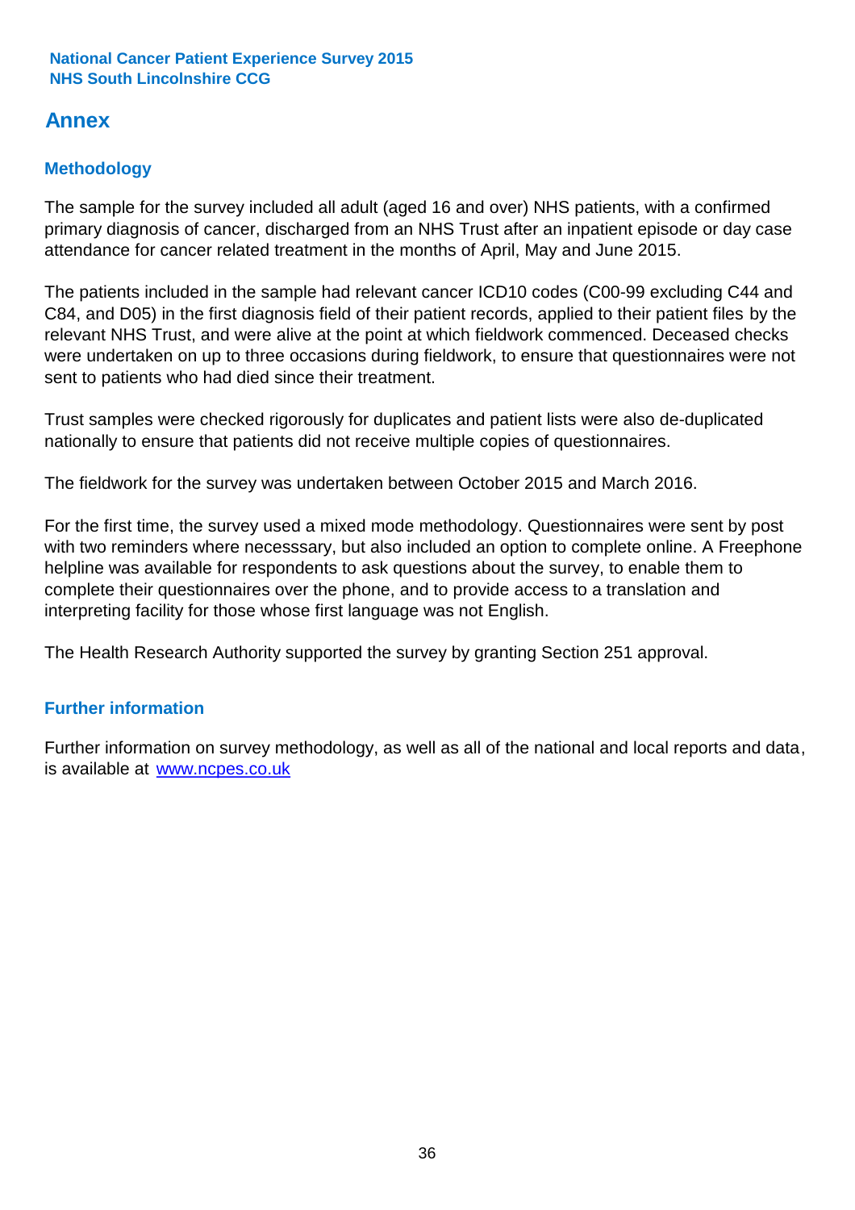# Annex

## Methodology

The sample for the survey included all adult (aged 16 and over) NHS patients, with a confirmed primary diagnosis of cancer, discharged from an NHS Trust after an inpatient episode or day case attendance for cancer related treatment in the months of April, May and June 2015.

The patients included in the sample had relevant cancer ICD10 codes (C00-99 excluding C44 and C84, and D05) in the first diagnosis field of their patient records, applied to their patient files by the relevant NHS Trust, and were alive at the point at which fieldwork commenced. Deceased checks were undertaken on up to three occasions during fieldwork, to ensure that questionnaires were not sent to patients who had died since their treatment.

Trust samples were checked rigorously for duplicates and patient lists were also de-duplicated nationally to ensure that patients did not receive multiple copies of questionnaires.

The fieldwork for the survey was undertaken between October 2015 and March 2016.

For the first time, the survey used a mixed mode methodology. Questionnaires were sent by post with two reminders where necesssary, but also included an option to complete online. A Freephone helpline was available for respondents to ask questions about the survey, to enable them to complete their questionnaires over the phone, and to provide access to a translation and interpreting facility for those whose first language was not English.

The Health Research Authority supported the survey by granting Section 251 approval.

## Further information

Further information on survey methodology, as well as all of the national and local reports and data, is available at [www.ncpes.co.uk](http://www.ncpes.co.uk)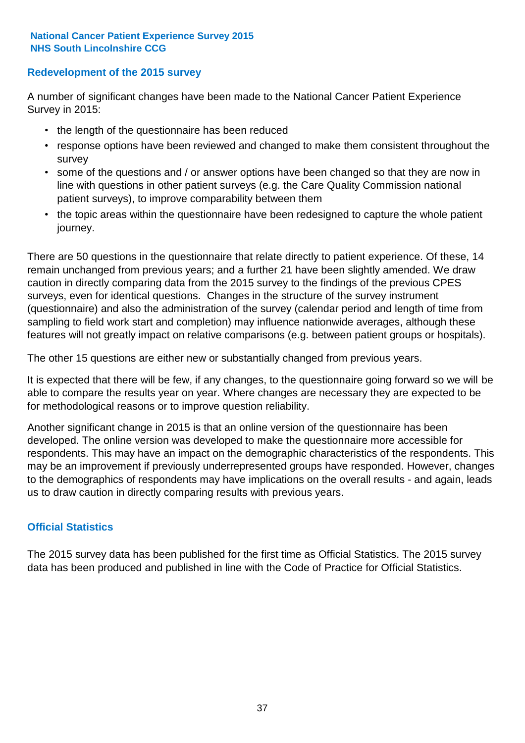## Redevelopment of the 2015 survey

A number of significant changes have been made to the National Cancer Patient Experience Survey in 2015:

- the length of the questionnaire has been reduced
- response options have been reviewed and changed to make them consistent throughout the survey
- some of the questions and / or answer options have been changed so that they are now in line with questions in other patient surveys (e.g. the Care Quality Commission national patient surveys), to improve comparability between them
- the topic areas within the questionnaire have been redesigned to capture the whole patient journey.

There are 50 questions in the questionnaire that relate directly to patient experience. Of these, 14 remain unchanged from previous years; and a further 21 have been slightly amended. We draw caution in directly comparing data from the 2015 survey to the findings of the previous CPES surveys, even for identical questions. Changes in the structure of the survey instrument (questionnaire) and also the administration of the survey (calendar period and length of time from sampling to field work start and completion) may influence nationwide averages, although these features will not greatly impact on relative comparisons (e.g. between patient groups or hospitals).

The other 15 questions are either new or substantially changed from previous years.

It is expected that there will be few, if any changes, to the questionnaire going forward so we will be able to compare the results year on year. Where changes are necessary they are expected to be for methodological reasons or to improve question reliability.

Another significant change in 2015 is that an online version of the questionnaire has been developed. The online version was developed to make the questionnaire more accessible for respondents. This may have an impact on the demographic characteristics of the respondents. This may be an improvement if previously underrepresented groups have responded. However, changes to the demographics of respondents may have implications on the overall results - and again, leads us to draw caution in directly comparing results with previous years.

## Official Statistics

The 2015 survey data has been published for the first time as Official Statistics. The 2015 survey data has been produced and published in line with the Code of Practice for Official Statistics.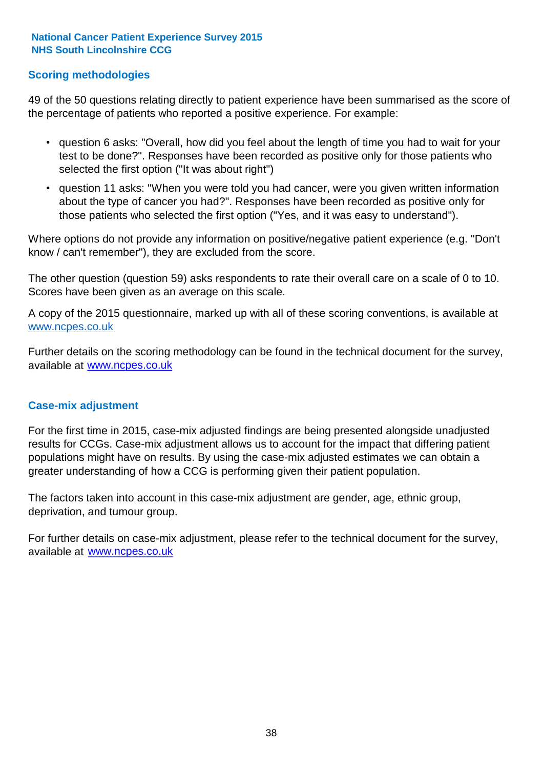## Scoring methodologies

49 of the 50 questions relating directly to patient experience have been summarised as the score of the percentage of patients who reported a positive experience. For example:

- question 6 asks: "Overall, how did you feel about the length of time you had to wait for your test to be done?". Responses have been recorded as positive only for those patients who selected the first option ("It was about right")
- question 11 asks: "When you were told you had cancer, were you given written information about the type of cancer you had?". Responses have been recorded as positive only for those patients who selected the first option ("Yes, and it was easy to understand").

Where options do not provide any information on positive/negative patient experience (e.g. "Don't know / can't remember"), they are excluded from the score.

The other question (question 59) asks respondents to rate their overall care on a scale of 0 to 10. Scores have been given as an average on this scale.

A copy of the 2015 questionnaire, marked up with all of these scoring conventions, is available at www.ncpes.co.uk

Further details on the scoring methodology can be found in the technical document for the survey, available at www.ncpes.co.uk

## Case-mix adjustment

For the first time in 2015, case-mix adjusted findings are being presented alongside unadjusted results for CCGs. Case-mix adjustment allows us to account for the impact that differing patient populations might have on results. By using the case-mix adjusted estimates we can obtain a greater understanding of how a CCG is performing given their patient population.

The factors taken into account in this case-mix adjustment are gender, age, ethnic group, deprivation, and tumour group.

For further details on case-mix adjustment, please refer to the technical document for the survey, available at www.ncpes.co.uk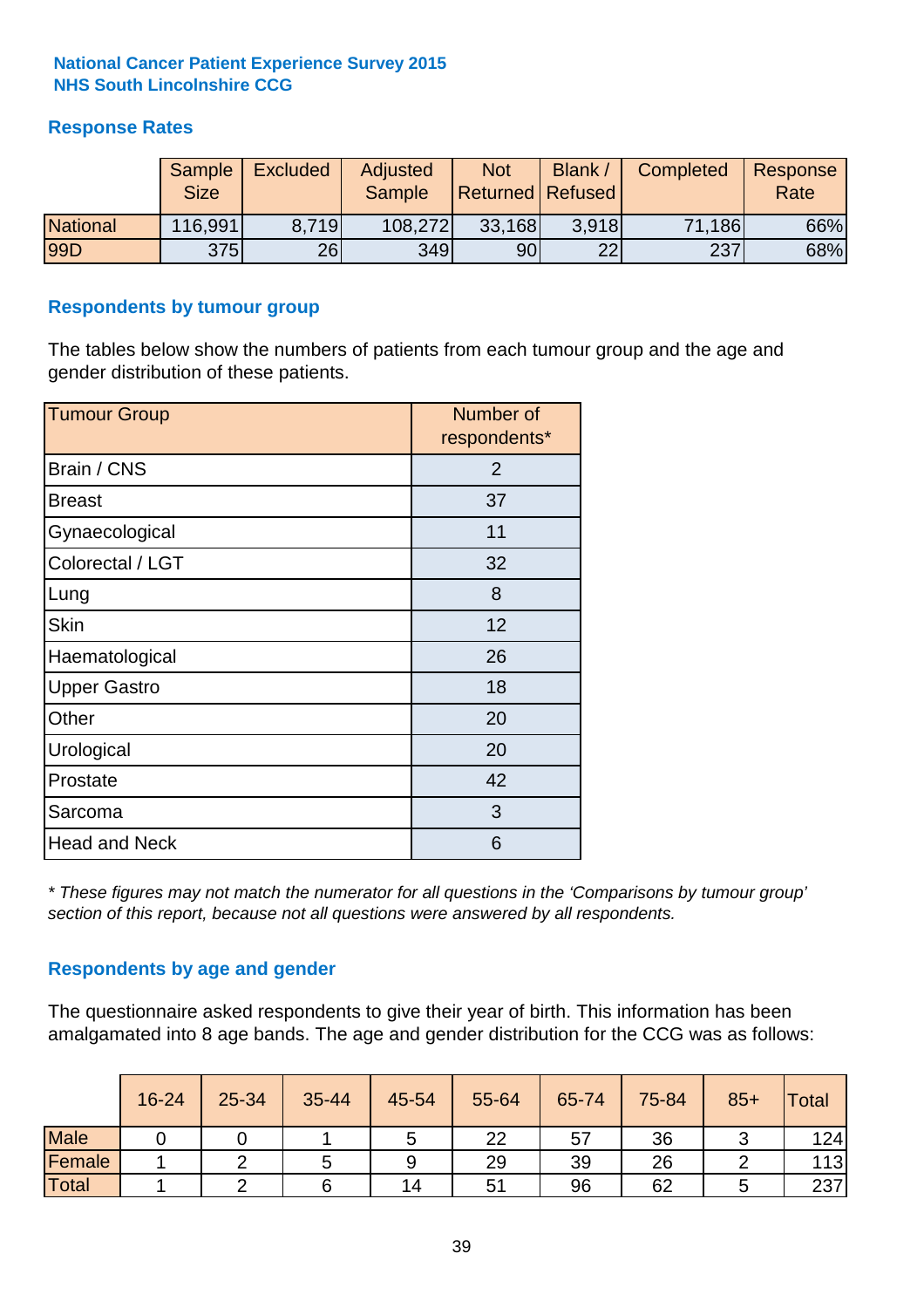**National Cancer Patient Experience Survey 2015**
**NHS South Lincolnshire CCG**

## Response Rates

| | Sample Size | Excluded | Adjusted Sample | Not Returned | Blank / Refused | Completed | Response Rate |
|---|---|---|---|---|---|---|---|
| National | 116,991 | 8,719 | 108,272 | 33,168 | 3,918 | 71,186 | 66% |
| 99D | 375 | 26 | 349 | 90 | 22 | 237 | 68% |

## Respondents by tumour group

The tables below show the numbers of patients from each tumour group and the age and gender distribution of these patients.

| Tumour Group | Number of respondents* |
|---|---|
| Brain / CNS | 2 |
| Breast | 37 |
| Gynaecological | 11 |
| Colorectal / LGT | 32 |
| Lung | 8 |
| Skin | 12 |
| Haematological | 26 |
| Upper Gastro | 18 |
| Other | 20 |
| Urological | 20 |
| Prostate | 42 |
| Sarcoma | 3 |
| Head and Neck | 6 |

*\* These figures may not match the numerator for all questions in the 'Comparisons by tumour group' section of this report, because not all questions were answered by all respondents.*

## Respondents by age and gender

The questionnaire asked respondents to give their year of birth. This information has been amalgamated into 8 age bands. The age and gender distribution for the CCG was as follows:

| | 16-24 | 25-34 | 35-44 | 45-54 | 55-64 | 65-74 | 75-84 | 85+ | Total |
|---|---|---|---|---|---|---|---|---|---|
| Male | 0 | 0 | 1 | 5 | 22 | 57 | 36 | 3 | 124 |
| Female | 1 | 2 | 5 | 9 | 29 | 39 | 26 | 2 | 113 |
| Total | 1 | 2 | 6 | 14 | 51 | 96 | 62 | 5 | 237 |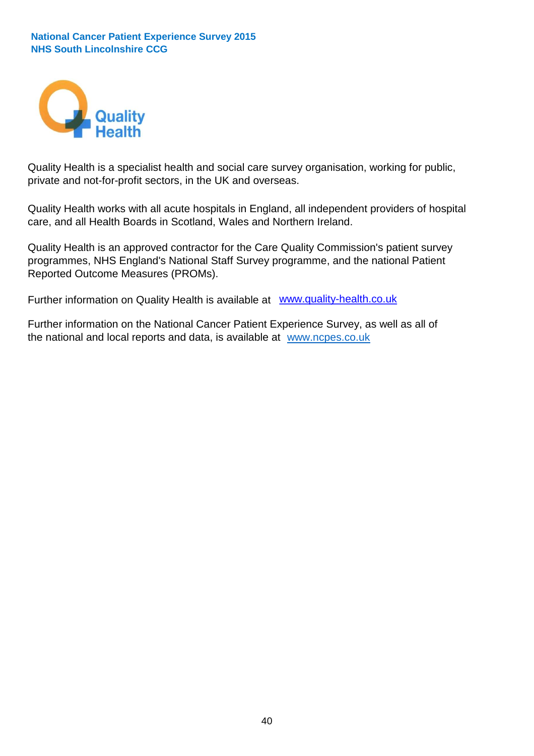Quality Health is a specialist health and social care survey organisation, working for public, private and not-for-profit sectors, in the UK and overseas.

Quality Health works with all acute hospitals in England, all independent providers of hospital care, and all Health Boards in Scotland, Wales and Northern Ireland.

Quality Health is an approved contractor for the Care Quality Commission's patient survey programmes, NHS England's National Staff Survey programme, and the national Patient Reported Outcome Measures (PROMs).

Further information on Quality Health is available at [www.quality-health.co.uk](http://www.quality-health.co.uk)

Further information on the National Cancer Patient Experience Survey, as well as all of the national and local reports and data, is available at [www.ncpes.co.uk](http://www.ncpes.co.uk)